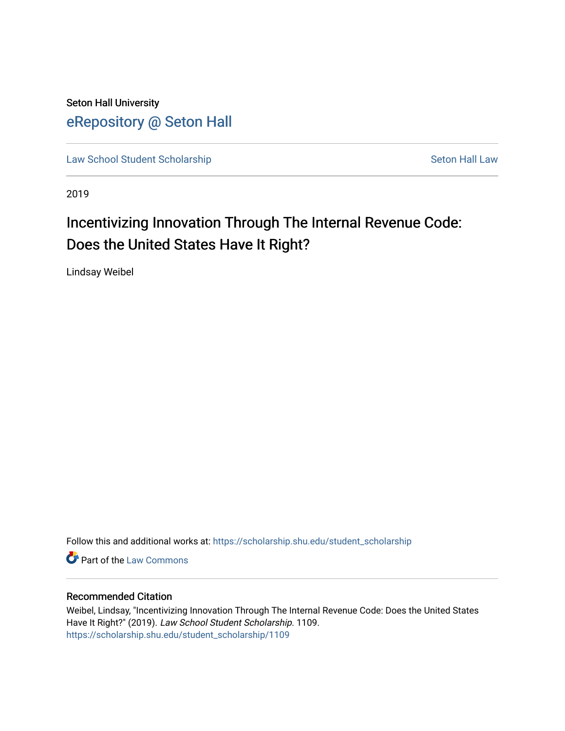Seton Hall University

# eRepository @ Seton Hall

Law School Student Scholarship | Seton Hall Law

2019

# Incentivizing Innovation Through The Internal Revenue Code: Does the United States Have It Right?

Lindsay Weibel

Follow this and additional works at: https://scholarship.shu.edu/student_scholarship

Part of the Law Commons

## Recommended Citation

Weibel, Lindsay, "Incentivizing Innovation Through The Internal Revenue Code: Does the United States Have It Right?" (2019). *Law School Student Scholarship*. 1109.
https://scholarship.shu.edu/student_scholarship/1109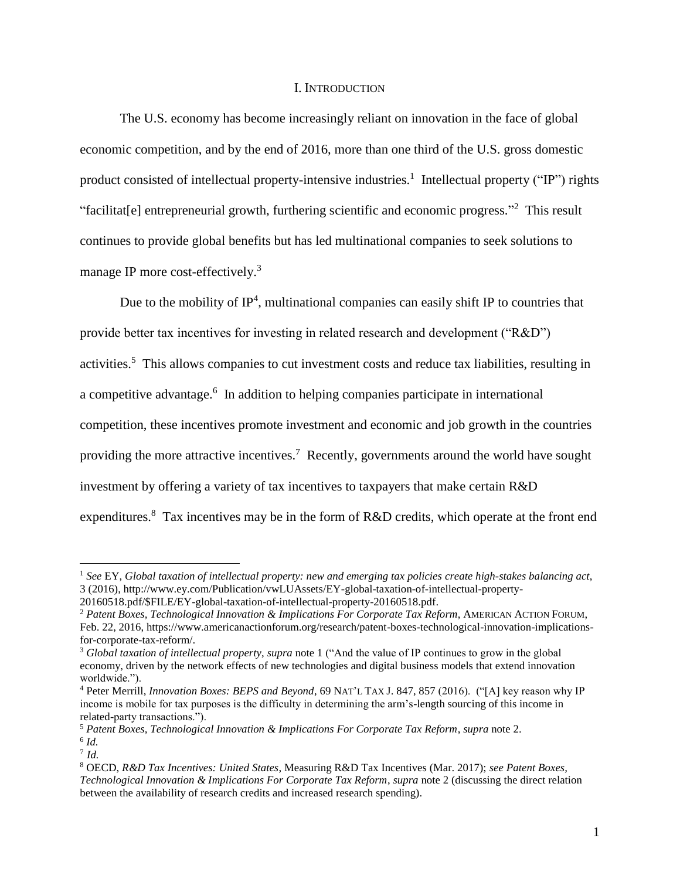# I. INTRODUCTION

The U.S. economy has become increasingly reliant on innovation in the face of global economic competition, and by the end of 2016, more than one third of the U.S. gross domestic product consisted of intellectual property-intensive industries.[1] Intellectual property ("IP") rights "facilitat[e] entrepreneurial growth, furthering scientific and economic progress."[2] This result continues to provide global benefits but has led multinational companies to seek solutions to manage IP more cost-effectively.[3]

Due to the mobility of IP[4], multinational companies can easily shift IP to countries that provide better tax incentives for investing in related research and development ("R&D") activities.[5] This allows companies to cut investment costs and reduce tax liabilities, resulting in a competitive advantage.[6] In addition to helping companies participate in international competition, these incentives promote investment and economic and job growth in the countries providing the more attractive incentives.[7] Recently, governments around the world have sought investment by offering a variety of tax incentives to taxpayers that make certain R&D expenditures.[8] Tax incentives may be in the form of R&D credits, which operate at the front end

---

[1] *See* EY, *Global taxation of intellectual property: new and emerging tax policies create high-stakes balancing act*, 3 (2016), http://www.ey.com/Publication/vwLUAssets/EY-global-taxation-of-intellectual-property-20160518.pdf/$FILE/EY-global-taxation-of-intellectual-property-20160518.pdf.

[2] *Patent Boxes, Technological Innovation & Implications For Corporate Tax Reform*, AMERICAN ACTION FORUM, Feb. 22, 2016, https://www.americanactionforum.org/research/patent-boxes-technological-innovation-implications-for-corporate-tax-reform/.

[3] *Global taxation of intellectual property*, *supra* note 1 ("And the value of IP continues to grow in the global economy, driven by the network effects of new technologies and digital business models that extend innovation worldwide.").

[4] Peter Merrill, *Innovation Boxes: BEPS and Beyond*, 69 NAT'L TAX J. 847, 857 (2016). ("[A] key reason why IP income is mobile for tax purposes is the difficulty in determining the arm's-length sourcing of this income in related-party transactions.").

[5] *Patent Boxes, Technological Innovation & Implications For Corporate Tax Reform*, *supra* note 2.

[6] *Id.*

[7] *Id.*

[8] OECD, *R&D Tax Incentives: United States*, Measuring R&D Tax Incentives (Mar. 2017); *see Patent Boxes, Technological Innovation & Implications For Corporate Tax Reform*, *supra* note 2 (discussing the direct relation between the availability of research credits and increased research spending).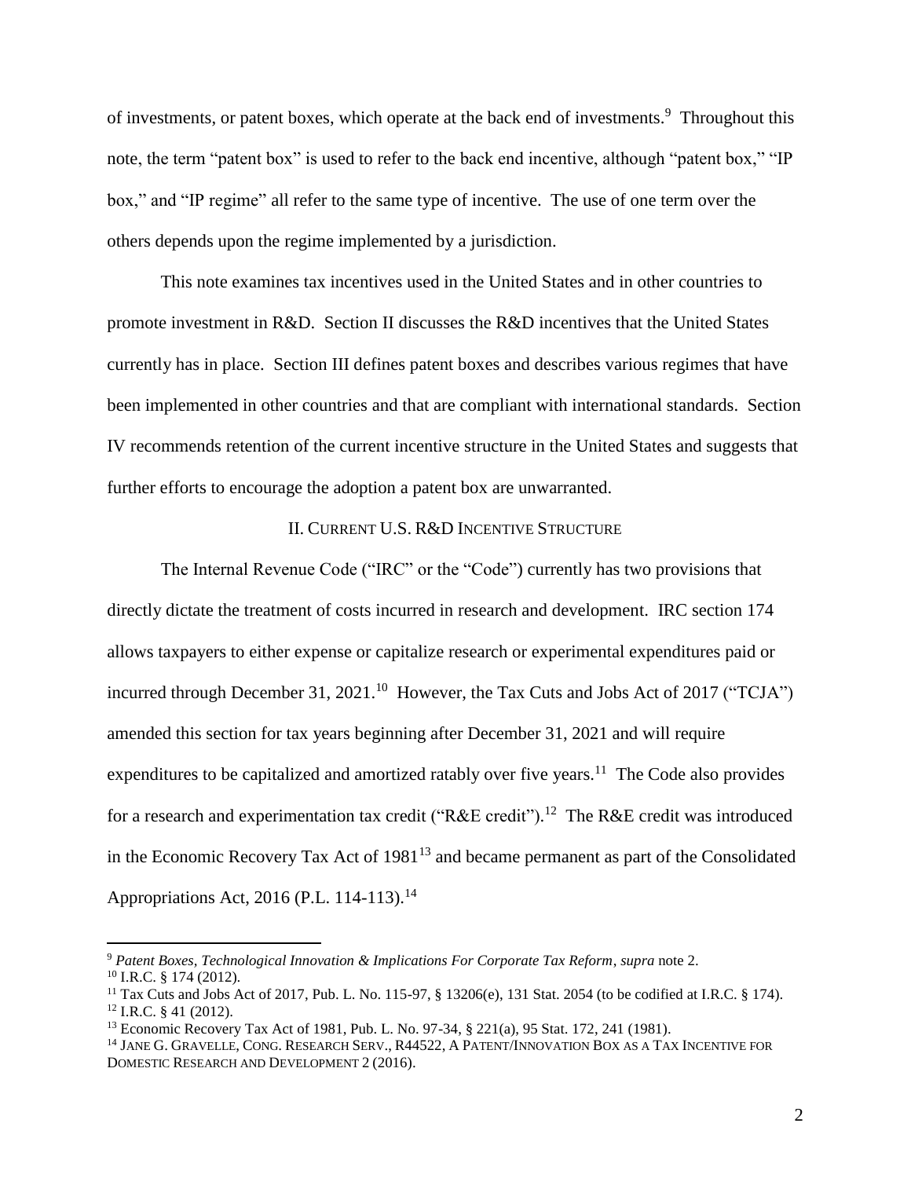of investments, or patent boxes, which operate at the back end of investments.[9] Throughout this note, the term "patent box" is used to refer to the back end incentive, although "patent box," "IP box," and "IP regime" all refer to the same type of incentive. The use of one term over the others depends upon the regime implemented by a jurisdiction.

This note examines tax incentives used in the United States and in other countries to promote investment in R&D. Section II discusses the R&D incentives that the United States currently has in place. Section III defines patent boxes and describes various regimes that have been implemented in other countries and that are compliant with international standards. Section IV recommends retention of the current incentive structure in the United States and suggests that further efforts to encourage the adoption a patent box are unwarranted.

## II. Current U.S. R&D Incentive Structure

The Internal Revenue Code ("IRC" or the "Code") currently has two provisions that directly dictate the treatment of costs incurred in research and development. IRC section 174 allows taxpayers to either expense or capitalize research or experimental expenditures paid or incurred through December 31, 2021.[10] However, the Tax Cuts and Jobs Act of 2017 ("TCJA") amended this section for tax years beginning after December 31, 2021 and will require expenditures to be capitalized and amortized ratably over five years.[11] The Code also provides for a research and experimentation tax credit ("R&E credit").[12] The R&E credit was introduced in the Economic Recovery Tax Act of 1981[13] and became permanent as part of the Consolidated Appropriations Act, 2016 (P.L. 114-113).[14]

---

[9] *Patent Boxes, Technological Innovation & Implications For Corporate Tax Reform*, *supra* note 2.

[10] I.R.C. § 174 (2012).

[11] Tax Cuts and Jobs Act of 2017, Pub. L. No. 115-97, § 13206(e), 131 Stat. 2054 (to be codified at I.R.C. § 174).

[12] I.R.C. § 41 (2012).

[13] Economic Recovery Tax Act of 1981, Pub. L. No. 97-34, § 221(a), 95 Stat. 172, 241 (1981).

[14] Jane G. Gravelle, Cong. Research Serv., R44522, A Patent/Innovation Box as a Tax Incentive for Domestic Research and Development 2 (2016).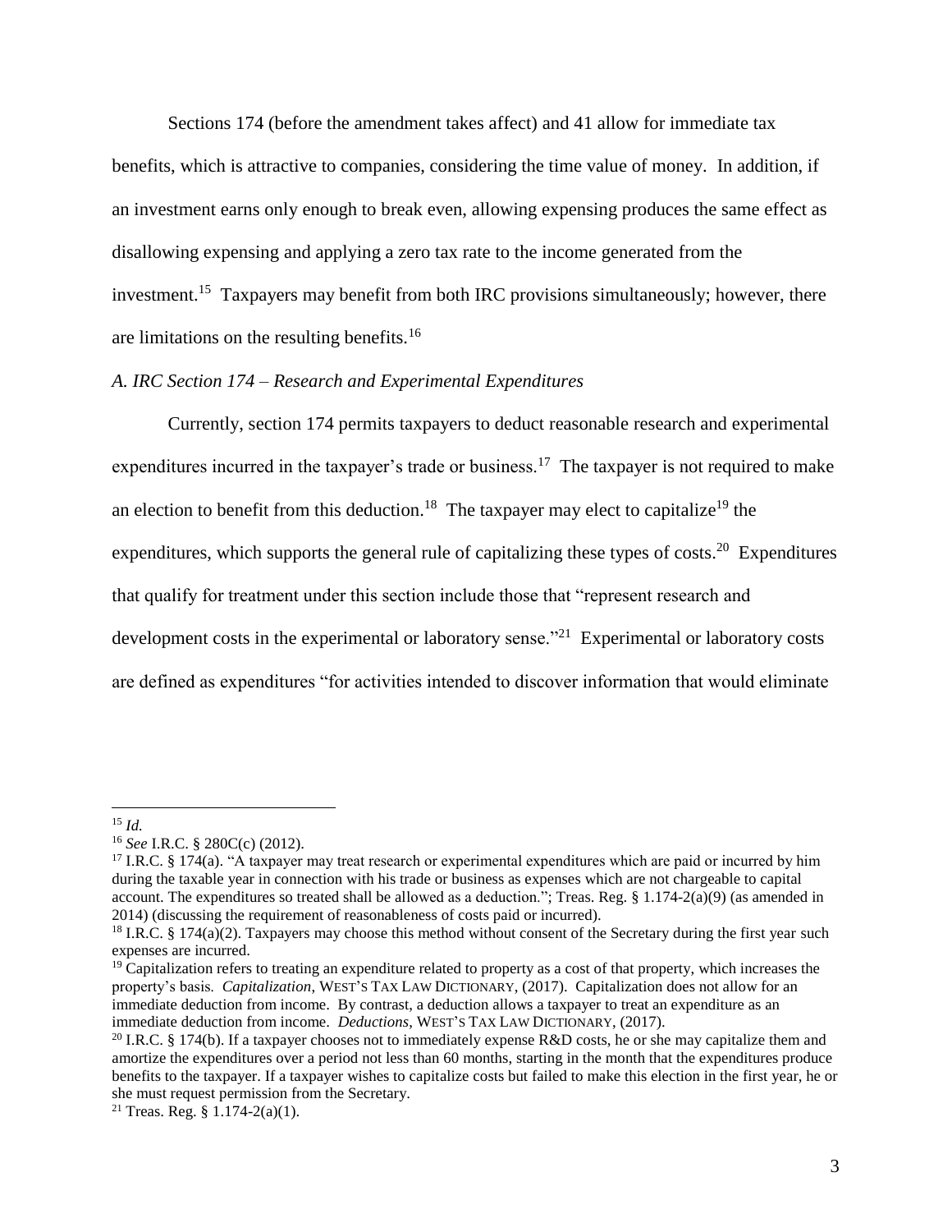Sections 174 (before the amendment takes affect) and 41 allow for immediate tax benefits, which is attractive to companies, considering the time value of money. In addition, if an investment earns only enough to break even, allowing expensing produces the same effect as disallowing expensing and applying a zero tax rate to the income generated from the investment.[15] Taxpayers may benefit from both IRC provisions simultaneously; however, there are limitations on the resulting benefits.[16]

*A. IRC Section 174 – Research and Experimental Expenditures*

Currently, section 174 permits taxpayers to deduct reasonable research and experimental expenditures incurred in the taxpayer's trade or business.[17] The taxpayer is not required to make an election to benefit from this deduction.[18] The taxpayer may elect to capitalize[19] the expenditures, which supports the general rule of capitalizing these types of costs.[20] Expenditures that qualify for treatment under this section include those that "represent research and development costs in the experimental or laboratory sense."[21] Experimental or laboratory costs are defined as expenditures "for activities intended to discover information that would eliminate

---

[15] *Id.*

[16] *See* I.R.C. § 280C(c) (2012).

[17] I.R.C. § 174(a). "A taxpayer may treat research or experimental expenditures which are paid or incurred by him during the taxable year in connection with his trade or business as expenses which are not chargeable to capital account. The expenditures so treated shall be allowed as a deduction."; Treas. Reg. § 1.174-2(a)(9) (as amended in 2014) (discussing the requirement of reasonableness of costs paid or incurred).

[18] I.R.C. § 174(a)(2). Taxpayers may choose this method without consent of the Secretary during the first year such expenses are incurred.

[19] Capitalization refers to treating an expenditure related to property as a cost of that property, which increases the property's basis. *Capitalization*, WEST'S TAX LAW DICTIONARY, (2017). Capitalization does not allow for an immediate deduction from income. By contrast, a deduction allows a taxpayer to treat an expenditure as an immediate deduction from income. *Deductions*, WEST'S TAX LAW DICTIONARY, (2017).

[20] I.R.C. § 174(b). If a taxpayer chooses not to immediately expense R&D costs, he or she may capitalize them and amortize the expenditures over a period not less than 60 months, starting in the month that the expenditures produce benefits to the taxpayer. If a taxpayer wishes to capitalize costs but failed to make this election in the first year, he or she must request permission from the Secretary.

[21] Treas. Reg. § 1.174-2(a)(1).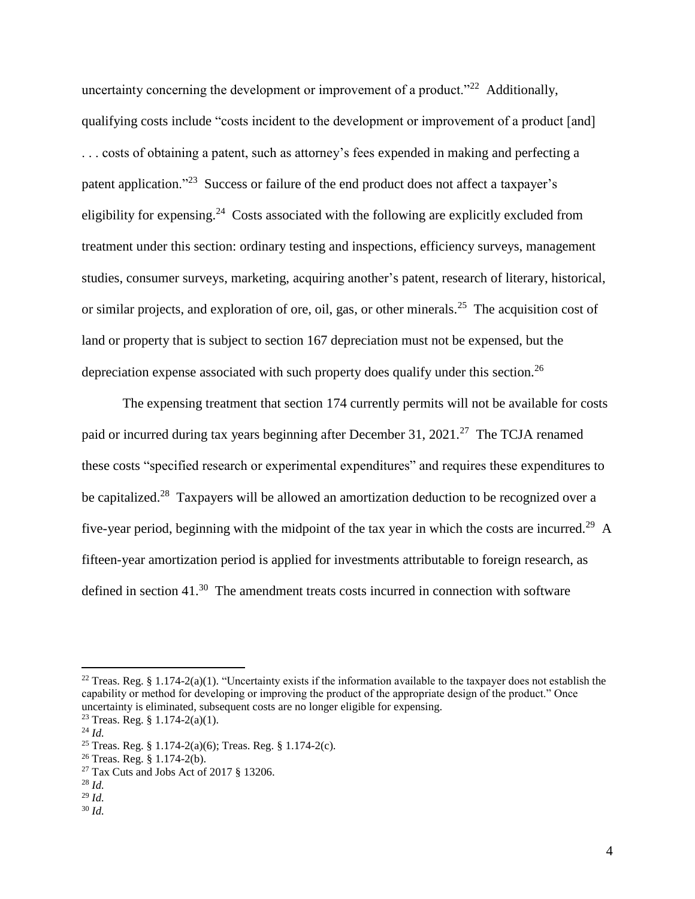uncertainty concerning the development or improvement of a product."[22] Additionally, qualifying costs include "costs incident to the development or improvement of a product [and] . . . costs of obtaining a patent, such as attorney's fees expended in making and perfecting a patent application."[23] Success or failure of the end product does not affect a taxpayer's eligibility for expensing.[24] Costs associated with the following are explicitly excluded from treatment under this section: ordinary testing and inspections, efficiency surveys, management studies, consumer surveys, marketing, acquiring another's patent, research of literary, historical, or similar projects, and exploration of ore, oil, gas, or other minerals.[25] The acquisition cost of land or property that is subject to section 167 depreciation must not be expensed, but the depreciation expense associated with such property does qualify under this section.[26]

The expensing treatment that section 174 currently permits will not be available for costs paid or incurred during tax years beginning after December 31, 2021.[27] The TCJA renamed these costs "specified research or experimental expenditures" and requires these expenditures to be capitalized.[28] Taxpayers will be allowed an amortization deduction to be recognized over a five-year period, beginning with the midpoint of the tax year in which the costs are incurred.[29] A fifteen-year amortization period is applied for investments attributable to foreign research, as defined in section 41.[30] The amendment treats costs incurred in connection with software

---

[22] Treas. Reg. § 1.174-2(a)(1). "Uncertainty exists if the information available to the taxpayer does not establish the capability or method for developing or improving the product of the appropriate design of the product." Once uncertainty is eliminated, subsequent costs are no longer eligible for expensing.

[23] Treas. Reg. § 1.174-2(a)(1).

[24] *Id.*

[25] Treas. Reg. § 1.174-2(a)(6); Treas. Reg. § 1.174-2(c).

[26] Treas. Reg. § 1.174-2(b).

[27] Tax Cuts and Jobs Act of 2017 § 13206.

[28] *Id.*

[29] *Id.*

[30] *Id.*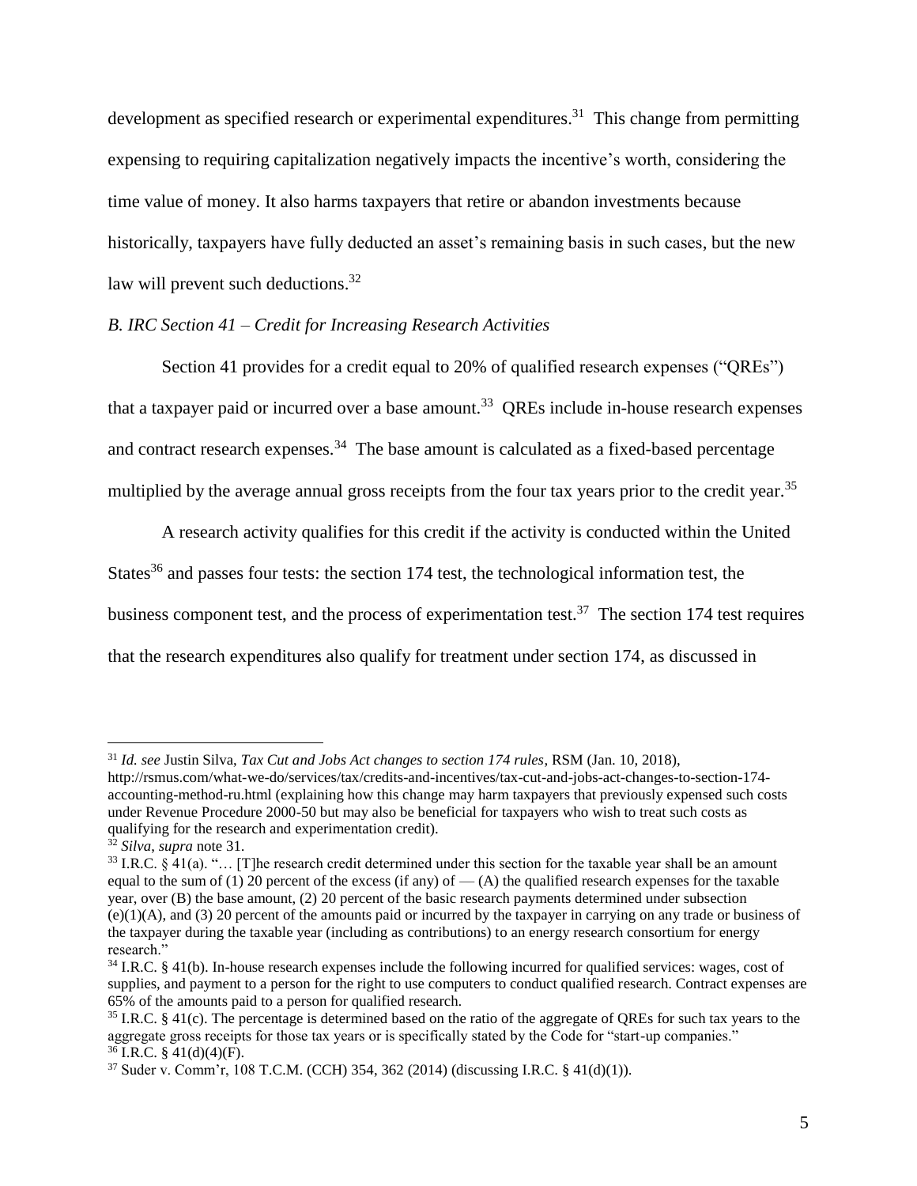development as specified research or experimental expenditures.[31] This change from permitting expensing to requiring capitalization negatively impacts the incentive's worth, considering the time value of money. It also harms taxpayers that retire or abandon investments because historically, taxpayers have fully deducted an asset's remaining basis in such cases, but the new law will prevent such deductions.[32]

*B. IRC Section 41 – Credit for Increasing Research Activities*

Section 41 provides for a credit equal to 20% of qualified research expenses ("QREs") that a taxpayer paid or incurred over a base amount.[33] QREs include in-house research expenses and contract research expenses.[34] The base amount is calculated as a fixed-based percentage multiplied by the average annual gross receipts from the four tax years prior to the credit year.[35]

A research activity qualifies for this credit if the activity is conducted within the United States[36] and passes four tests: the section 174 test, the technological information test, the business component test, and the process of experimentation test.[37] The section 174 test requires that the research expenditures also qualify for treatment under section 174, as discussed in

---

[31] *Id. see* Justin Silva, *Tax Cut and Jobs Act changes to section 174 rules*, RSM (Jan. 10, 2018), http://rsmus.com/what-we-do/services/tax/credits-and-incentives/tax-cut-and-jobs-act-changes-to-section-174-accounting-method-ru.html (explaining how this change may harm taxpayers that previously expensed such costs under Revenue Procedure 2000-50 but may also be beneficial for taxpayers who wish to treat such costs as qualifying for the research and experimentation credit).

[32] *Silva*, *supra* note 31.

[33] I.R.C. § 41(a). "… [T]he research credit determined under this section for the taxable year shall be an amount equal to the sum of (1) 20 percent of the excess (if any) of — (A) the qualified research expenses for the taxable year, over (B) the base amount, (2) 20 percent of the basic research payments determined under subsection (e)(1)(A), and (3) 20 percent of the amounts paid or incurred by the taxpayer in carrying on any trade or business of the taxpayer during the taxable year (including as contributions) to an energy research consortium for energy research."

[34] I.R.C. § 41(b). In-house research expenses include the following incurred for qualified services: wages, cost of supplies, and payment to a person for the right to use computers to conduct qualified research. Contract expenses are 65% of the amounts paid to a person for qualified research.

[35] I.R.C. § 41(c). The percentage is determined based on the ratio of the aggregate of QREs for such tax years to the aggregate gross receipts for those tax years or is specifically stated by the Code for "start-up companies."

[36] I.R.C. § 41(d)(4)(F).

[37] Suder v. Comm'r, 108 T.C.M. (CCH) 354, 362 (2014) (discussing I.R.C. § 41(d)(1)).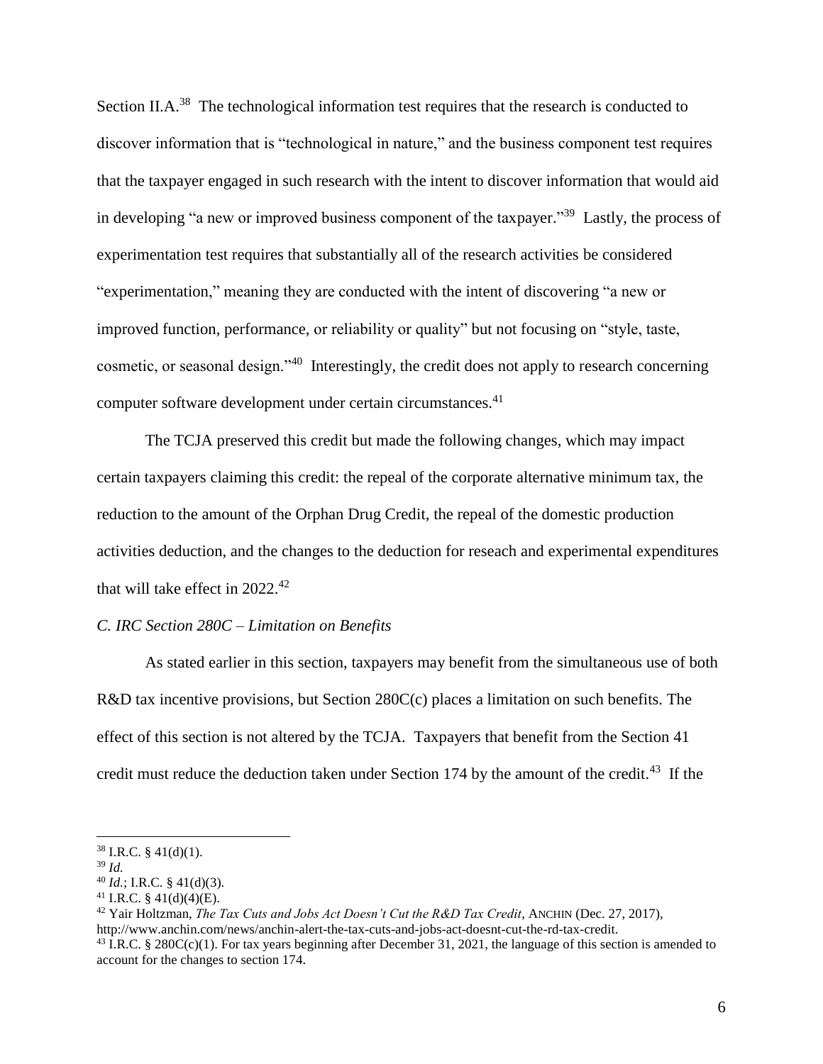Section II.A.[38] The technological information test requires that the research is conducted to discover information that is "technological in nature," and the business component test requires that the taxpayer engaged in such research with the intent to discover information that would aid in developing "a new or improved business component of the taxpayer."[39] Lastly, the process of experimentation test requires that substantially all of the research activities be considered "experimentation," meaning they are conducted with the intent of discovering "a new or improved function, performance, or reliability or quality" but not focusing on "style, taste, cosmetic, or seasonal design."[40] Interestingly, the credit does not apply to research concerning computer software development under certain circumstances.[41]

The TCJA preserved this credit but made the following changes, which may impact certain taxpayers claiming this credit: the repeal of the corporate alternative minimum tax, the reduction to the amount of the Orphan Drug Credit, the repeal of the domestic production activities deduction, and the changes to the deduction for reseach and experimental expenditures that will take effect in 2022.[42]

*C. IRC Section 280C – Limitation on Benefits*

As stated earlier in this section, taxpayers may benefit from the simultaneous use of both R&D tax incentive provisions, but Section 280C(c) places a limitation on such benefits. The effect of this section is not altered by the TCJA. Taxpayers that benefit from the Section 41 credit must reduce the deduction taken under Section 174 by the amount of the credit.[43] If the

---

[38] I.R.C. § 41(d)(1).

[39] *Id.*

[40] *Id.*; I.R.C. § 41(d)(3).

[41] I.R.C. § 41(d)(4)(E).

[42] Yair Holtzman, *The Tax Cuts and Jobs Act Doesn't Cut the R&D Tax Credit*, ANCHIN (Dec. 27, 2017), http://www.anchin.com/news/anchin-alert-the-tax-cuts-and-jobs-act-doesnt-cut-the-rd-tax-credit.

[43] I.R.C. § 280C(c)(1). For tax years beginning after December 31, 2021, the language of this section is amended to account for the changes to section 174.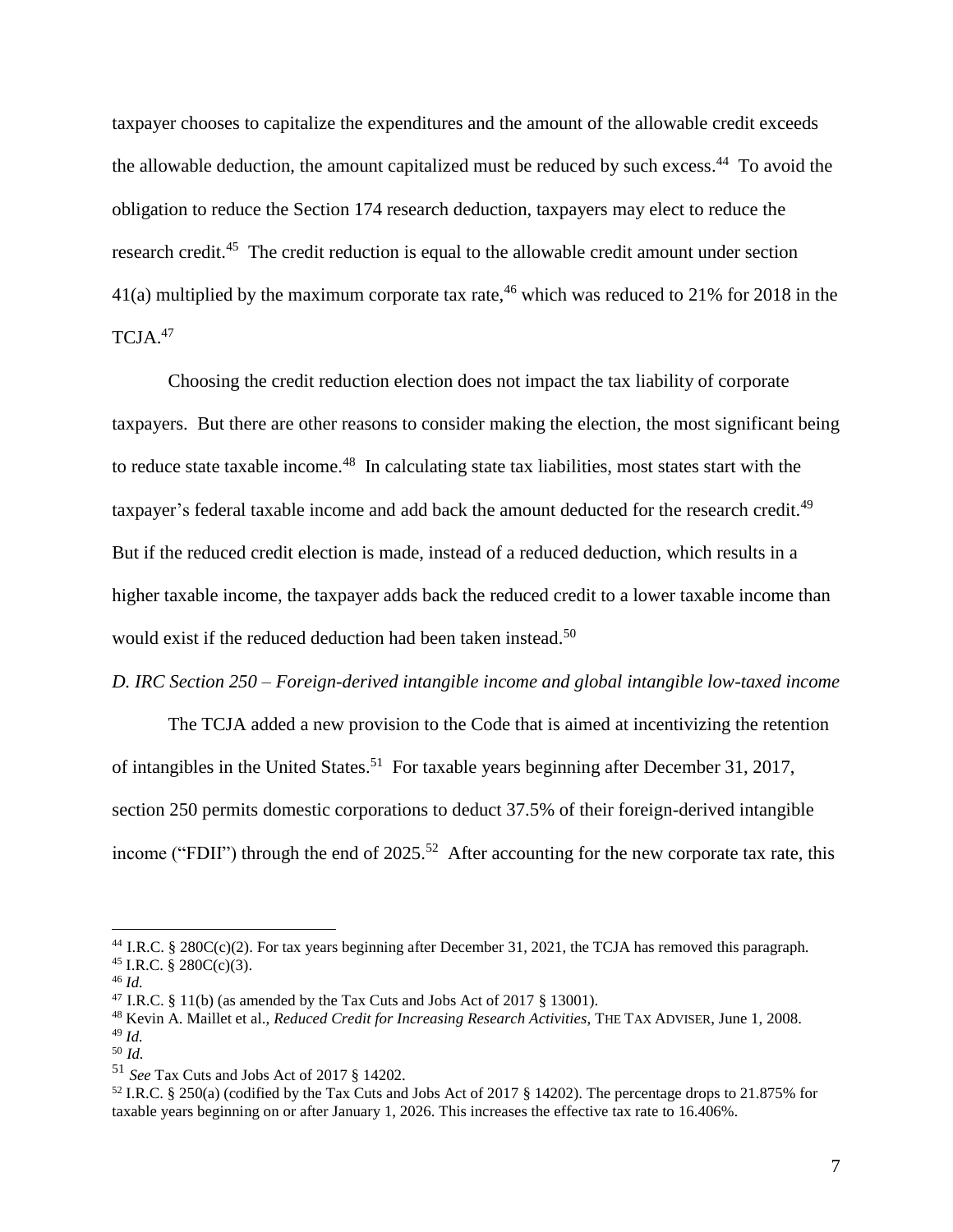taxpayer chooses to capitalize the expenditures and the amount of the allowable credit exceeds the allowable deduction, the amount capitalized must be reduced by such excess.[44] To avoid the obligation to reduce the Section 174 research deduction, taxpayers may elect to reduce the research credit.[45] The credit reduction is equal to the allowable credit amount under section 41(a) multiplied by the maximum corporate tax rate,[46] which was reduced to 21% for 2018 in the TCJA.[47]

Choosing the credit reduction election does not impact the tax liability of corporate taxpayers. But there are other reasons to consider making the election, the most significant being to reduce state taxable income.[48] In calculating state tax liabilities, most states start with the taxpayer's federal taxable income and add back the amount deducted for the research credit.[49] But if the reduced credit election is made, instead of a reduced deduction, which results in a higher taxable income, the taxpayer adds back the reduced credit to a lower taxable income than would exist if the reduced deduction had been taken instead.[50]

*D. IRC Section 250 – Foreign-derived intangible income and global intangible low-taxed income*

The TCJA added a new provision to the Code that is aimed at incentivizing the retention of intangibles in the United States.[51] For taxable years beginning after December 31, 2017, section 250 permits domestic corporations to deduct 37.5% of their foreign-derived intangible income ("FDII") through the end of 2025.[52] After accounting for the new corporate tax rate, this

---

[44] I.R.C. § 280C(c)(2). For tax years beginning after December 31, 2021, the TCJA has removed this paragraph.
[45] I.R.C. § 280C(c)(3).
[46] *Id.*
[47] I.R.C. § 11(b) (as amended by the Tax Cuts and Jobs Act of 2017 § 13001).
[48] Kevin A. Maillet et al., *Reduced Credit for Increasing Research Activities*, THE TAX ADVISER, June 1, 2008.
[49] *Id.*
[50] *Id.*
[51] *See* Tax Cuts and Jobs Act of 2017 § 14202.
[52] I.R.C. § 250(a) (codified by the Tax Cuts and Jobs Act of 2017 § 14202). The percentage drops to 21.875% for taxable years beginning on or after January 1, 2026. This increases the effective tax rate to 16.406%.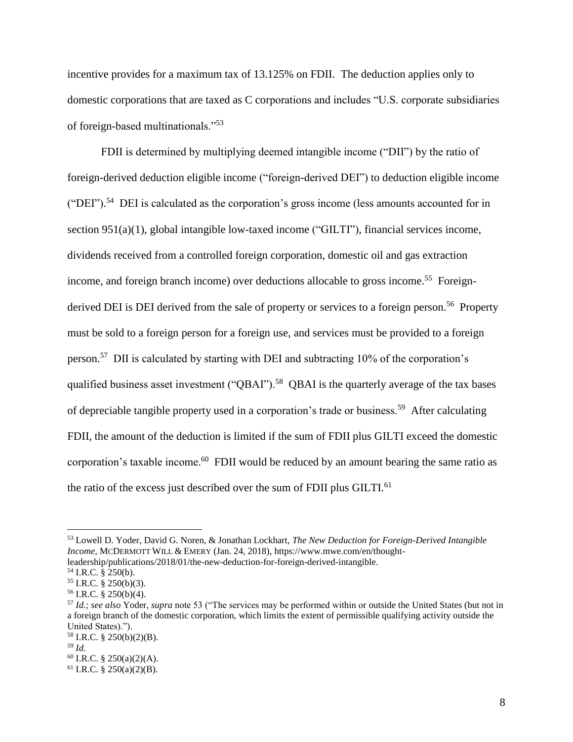incentive provides for a maximum tax of 13.125% on FDII. The deduction applies only to domestic corporations that are taxed as C corporations and includes "U.S. corporate subsidiaries of foreign-based multinationals."[53]

FDII is determined by multiplying deemed intangible income ("DII") by the ratio of foreign-derived deduction eligible income ("foreign-derived DEI") to deduction eligible income ("DEI").[54] DEI is calculated as the corporation's gross income (less amounts accounted for in section 951(a)(1), global intangible low-taxed income ("GILTI"), financial services income, dividends received from a controlled foreign corporation, domestic oil and gas extraction income, and foreign branch income) over deductions allocable to gross income.[55] Foreign-derived DEI is DEI derived from the sale of property or services to a foreign person.[56] Property must be sold to a foreign person for a foreign use, and services must be provided to a foreign person.[57] DII is calculated by starting with DEI and subtracting 10% of the corporation's qualified business asset investment ("QBAI").[58] QBAI is the quarterly average of the tax bases of depreciable tangible property used in a corporation's trade or business.[59] After calculating FDII, the amount of the deduction is limited if the sum of FDII plus GILTI exceed the domestic corporation's taxable income.[60] FDII would be reduced by an amount bearing the same ratio as the ratio of the excess just described over the sum of FDII plus GILTI.[61]

---

[53] Lowell D. Yoder, David G. Noren, & Jonathan Lockhart, *The New Deduction for Foreign-Derived Intangible Income*, McDermott Will & Emery (Jan. 24, 2018), https://www.mwe.com/en/thought-leadership/publications/2018/01/the-new-deduction-for-foreign-derived-intangible.

[54] I.R.C. § 250(b).

[55] I.R.C. § 250(b)(3).

[56] I.R.C. § 250(b)(4).

[57] *Id.*; *see also* Yoder, *supra* note 53 ("The services may be performed within or outside the United States (but not in a foreign branch of the domestic corporation, which limits the extent of permissible qualifying activity outside the United States).").

[58] I.R.C. § 250(b)(2)(B).

[59] *Id.*

[60] I.R.C. § 250(a)(2)(A).

[61] I.R.C. § 250(a)(2)(B).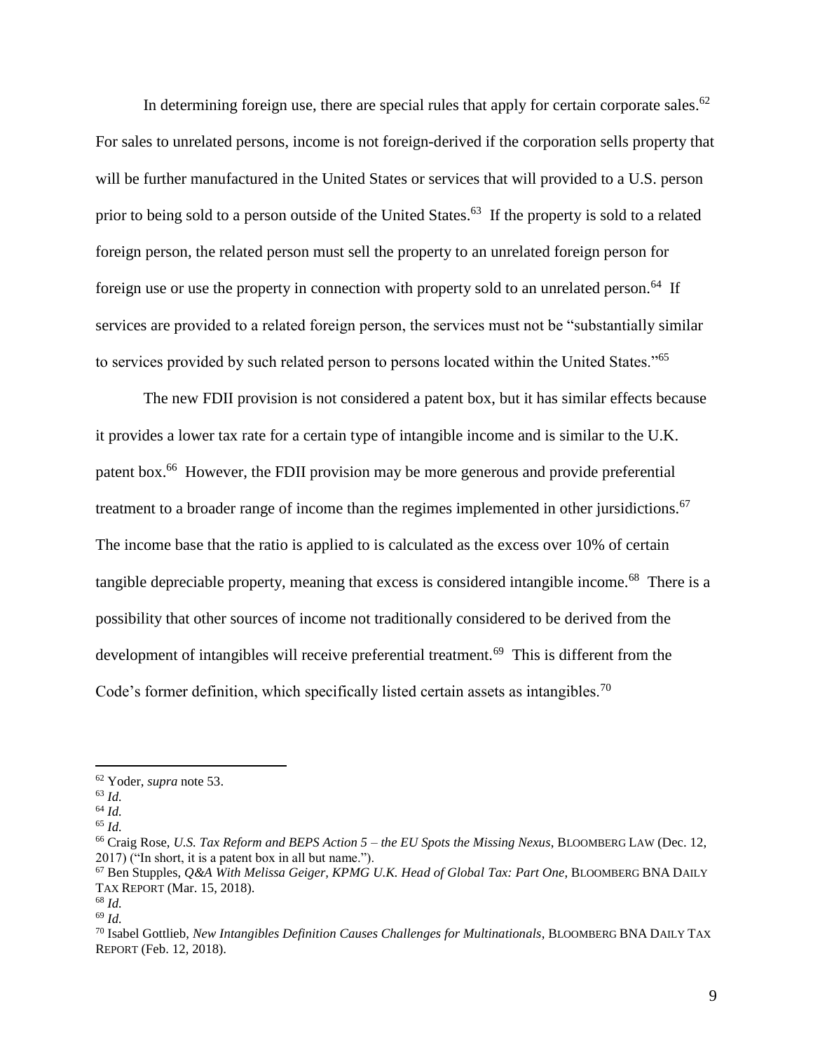In determining foreign use, there are special rules that apply for certain corporate sales.[62] For sales to unrelated persons, income is not foreign-derived if the corporation sells property that will be further manufactured in the United States or services that will provided to a U.S. person prior to being sold to a person outside of the United States.[63] If the property is sold to a related foreign person, the related person must sell the property to an unrelated foreign person for foreign use or use the property in connection with property sold to an unrelated person.[64] If services are provided to a related foreign person, the services must not be "substantially similar to services provided by such related person to persons located within the United States."[65]

The new FDII provision is not considered a patent box, but it has similar effects because it provides a lower tax rate for a certain type of intangible income and is similar to the U.K. patent box.[66] However, the FDII provision may be more generous and provide preferential treatment to a broader range of income than the regimes implemented in other jursidictions.[67] The income base that the ratio is applied to is calculated as the excess over 10% of certain tangible depreciable property, meaning that excess is considered intangible income.[68] There is a possibility that other sources of income not traditionally considered to be derived from the development of intangibles will receive preferential treatment.[69] This is different from the Code's former definition, which specifically listed certain assets as intangibles.[70]

---

[62] Yoder, *supra* note 53.

[63] *Id.*

[64] *Id.*

[65] *Id.*

[66] Craig Rose, *U.S. Tax Reform and BEPS Action 5 – the EU Spots the Missing Nexus*, BLOOMBERG LAW (Dec. 12, 2017) ("In short, it is a patent box in all but name.").

[67] Ben Stupples, *Q&A With Melissa Geiger, KPMG U.K. Head of Global Tax: Part One*, BLOOMBERG BNA DAILY TAX REPORT (Mar. 15, 2018).

[68] *Id.*

[69] *Id.*

[70] Isabel Gottlieb, *New Intangibles Definition Causes Challenges for Multinationals*, BLOOMBERG BNA DAILY TAX REPORT (Feb. 12, 2018).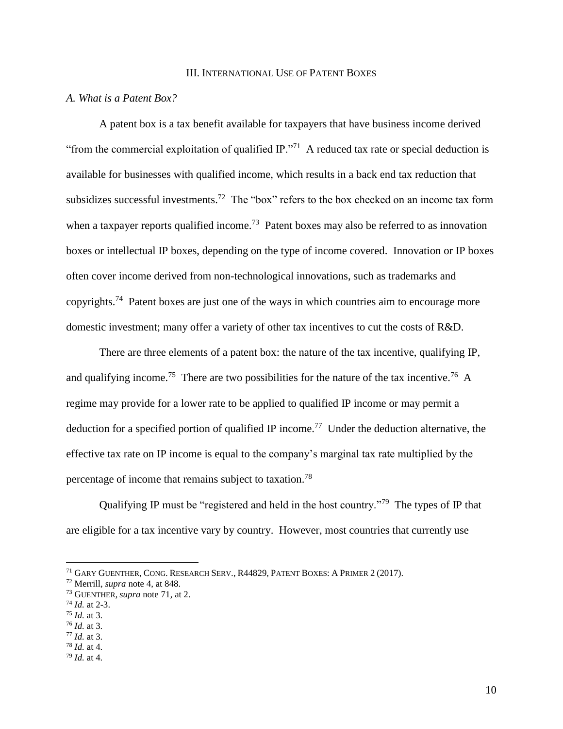## III. International Use of Patent Boxes

### *A. What is a Patent Box?*

A patent box is a tax benefit available for taxpayers that have business income derived "from the commercial exploitation of qualified IP."[71] A reduced tax rate or special deduction is available for businesses with qualified income, which results in a back end tax reduction that subsidizes successful investments.[72] The "box" refers to the box checked on an income tax form when a taxpayer reports qualified income.[73] Patent boxes may also be referred to as innovation boxes or intellectual IP boxes, depending on the type of income covered. Innovation or IP boxes often cover income derived from non-technological innovations, such as trademarks and copyrights.[74] Patent boxes are just one of the ways in which countries aim to encourage more domestic investment; many offer a variety of other tax incentives to cut the costs of R&D.

There are three elements of a patent box: the nature of the tax incentive, qualifying IP, and qualifying income.[75] There are two possibilities for the nature of the tax incentive.[76] A regime may provide for a lower rate to be applied to qualified IP income or may permit a deduction for a specified portion of qualified IP income.[77] Under the deduction alternative, the effective tax rate on IP income is equal to the company's marginal tax rate multiplied by the percentage of income that remains subject to taxation.[78]

Qualifying IP must be "registered and held in the host country."[79] The types of IP that are eligible for a tax incentive vary by country. However, most countries that currently use

---

[71] Gary Guenther, Cong. Research Serv., R44829, Patent Boxes: A Primer 2 (2017).

[72] Merrill, *supra* note 4, at 848.

[73] Guenther, *supra* note 71, at 2.

[74] *Id.* at 2-3.

[75] *Id.* at 3.

[76] *Id.* at 3.

[77] *Id.* at 3.

[78] *Id.* at 4.

[79] *Id.* at 4.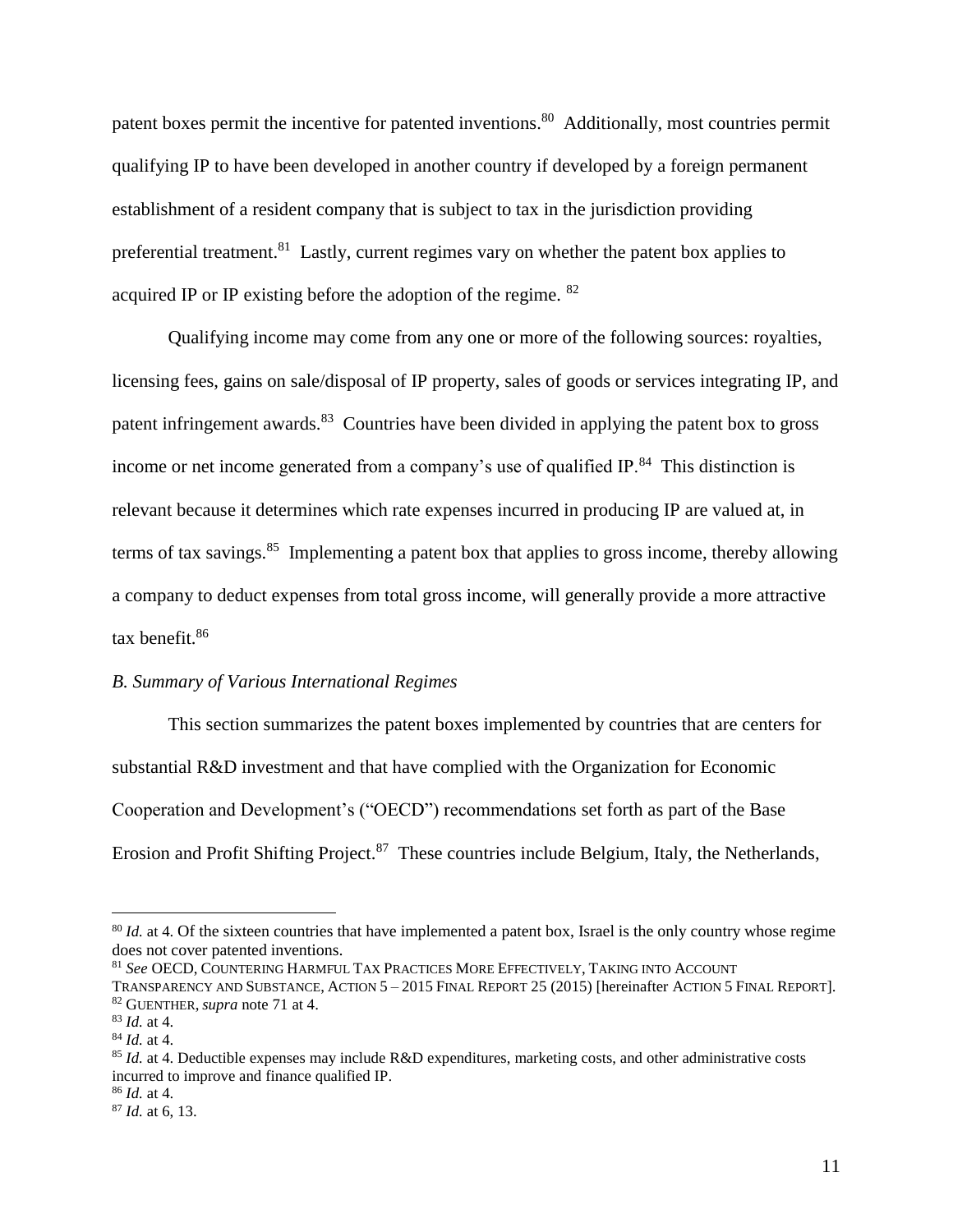patent boxes permit the incentive for patented inventions.[80] Additionally, most countries permit qualifying IP to have been developed in another country if developed by a foreign permanent establishment of a resident company that is subject to tax in the jurisdiction providing preferential treatment.[81] Lastly, current regimes vary on whether the patent box applies to acquired IP or IP existing before the adoption of the regime. [82]

Qualifying income may come from any one or more of the following sources: royalties, licensing fees, gains on sale/disposal of IP property, sales of goods or services integrating IP, and patent infringement awards.[83] Countries have been divided in applying the patent box to gross income or net income generated from a company's use of qualified IP.[84] This distinction is relevant because it determines which rate expenses incurred in producing IP are valued at, in terms of tax savings.[85] Implementing a patent box that applies to gross income, thereby allowing a company to deduct expenses from total gross income, will generally provide a more attractive tax benefit.[86]

*B. Summary of Various International Regimes*

This section summarizes the patent boxes implemented by countries that are centers for substantial R&D investment and that have complied with the Organization for Economic Cooperation and Development's ("OECD") recommendations set forth as part of the Base Erosion and Profit Shifting Project.[87] These countries include Belgium, Italy, the Netherlands,

---

[80] *Id.* at 4. Of the sixteen countries that have implemented a patent box, Israel is the only country whose regime does not cover patented inventions.

[81] *See* OECD, COUNTERING HARMFUL TAX PRACTICES MORE EFFECTIVELY, TAKING INTO ACCOUNT TRANSPARENCY AND SUBSTANCE, ACTION 5 – 2015 FINAL REPORT 25 (2015) [hereinafter ACTION 5 FINAL REPORT].

[82] GUENTHER, *supra* note 71 at 4.

[83] *Id.* at 4.

[84] *Id.* at 4.

[85] *Id.* at 4. Deductible expenses may include R&D expenditures, marketing costs, and other administrative costs incurred to improve and finance qualified IP.

[86] *Id.* at 4.

[87] *Id.* at 6, 13.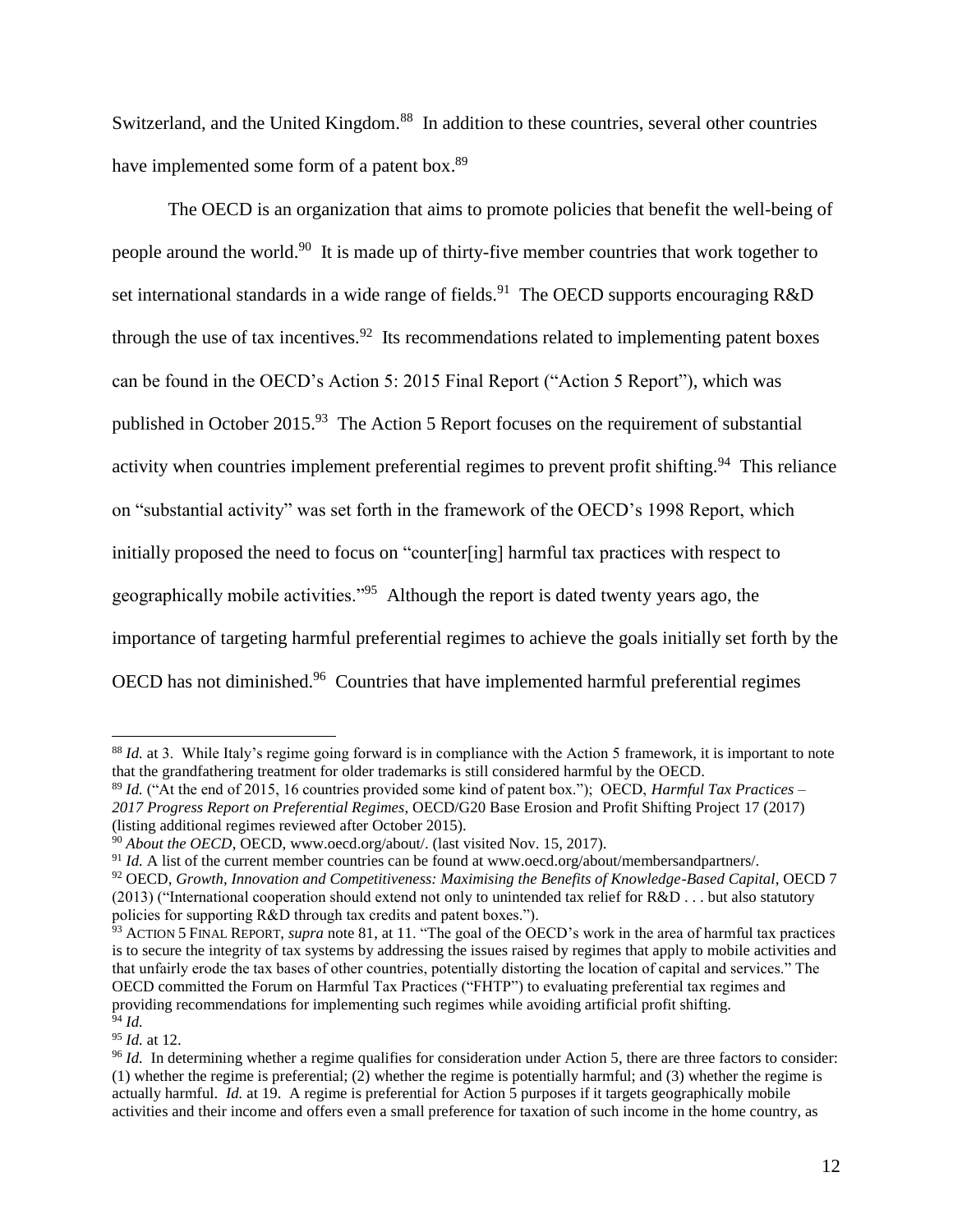Switzerland, and the United Kingdom.[88] In addition to these countries, several other countries have implemented some form of a patent box.[89]

The OECD is an organization that aims to promote policies that benefit the well-being of people around the world.[90] It is made up of thirty-five member countries that work together to set international standards in a wide range of fields.[91] The OECD supports encouraging R&D through the use of tax incentives.[92] Its recommendations related to implementing patent boxes can be found in the OECD's Action 5: 2015 Final Report ("Action 5 Report"), which was published in October 2015.[93] The Action 5 Report focuses on the requirement of substantial activity when countries implement preferential regimes to prevent profit shifting.[94] This reliance on "substantial activity" was set forth in the framework of the OECD's 1998 Report, which initially proposed the need to focus on "counter[ing] harmful tax practices with respect to geographically mobile activities."[95] Although the report is dated twenty years ago, the importance of targeting harmful preferential regimes to achieve the goals initially set forth by the OECD has not diminished.[96] Countries that have implemented harmful preferential regimes

---

[88] *Id.* at 3. While Italy's regime going forward is in compliance with the Action 5 framework, it is important to note that the grandfathering treatment for older trademarks is still considered harmful by the OECD.

[89] *Id.* ("At the end of 2015, 16 countries provided some kind of patent box."); OECD, *Harmful Tax Practices – 2017 Progress Report on Preferential Regimes*, OECD/G20 Base Erosion and Profit Shifting Project 17 (2017) (listing additional regimes reviewed after October 2015).

[90] *About the OECD*, OECD, www.oecd.org/about/. (last visited Nov. 15, 2017).

[91] *Id.* A list of the current member countries can be found at www.oecd.org/about/membersandpartners/.

[92] OECD, *Growth, Innovation and Competitiveness: Maximising the Benefits of Knowledge-Based Capital*, OECD 7 (2013) ("International cooperation should extend not only to unintended tax relief for R&D . . . but also statutory policies for supporting R&D through tax credits and patent boxes.").

[93] ACTION 5 FINAL REPORT, *supra* note 81, at 11. "The goal of the OECD's work in the area of harmful tax practices is to secure the integrity of tax systems by addressing the issues raised by regimes that apply to mobile activities and that unfairly erode the tax bases of other countries, potentially distorting the location of capital and services." The OECD committed the Forum on Harmful Tax Practices ("FHTP") to evaluating preferential tax regimes and providing recommendations for implementing such regimes while avoiding artificial profit shifting.

[94] *Id.*

[95] *Id.* at 12.

[96] *Id.* In determining whether a regime qualifies for consideration under Action 5, there are three factors to consider: (1) whether the regime is preferential; (2) whether the regime is potentially harmful; and (3) whether the regime is actually harmful. *Id.* at 19. A regime is preferential for Action 5 purposes if it targets geographically mobile activities and their income and offers even a small preference for taxation of such income in the home country, as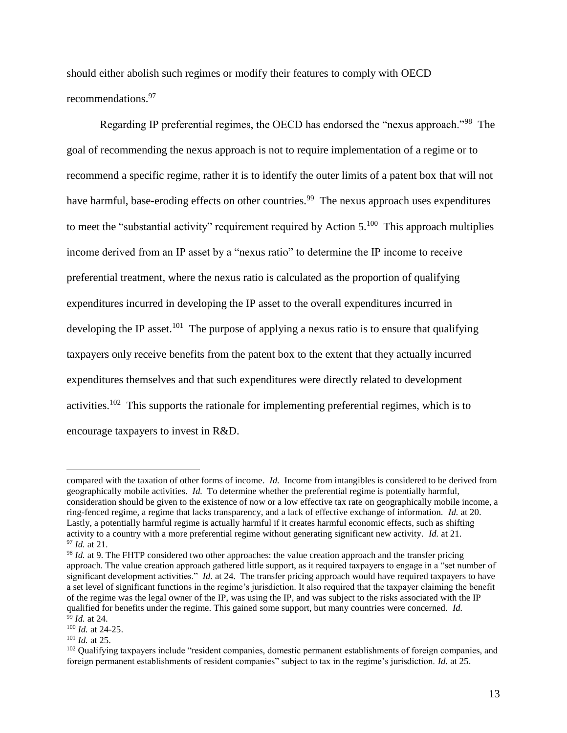should either abolish such regimes or modify their features to comply with OECD recommendations.[97]

Regarding IP preferential regimes, the OECD has endorsed the "nexus approach."[98] The goal of recommending the nexus approach is not to require implementation of a regime or to recommend a specific regime, rather it is to identify the outer limits of a patent box that will not have harmful, base-eroding effects on other countries.[99] The nexus approach uses expenditures to meet the "substantial activity" requirement required by Action 5.[100] This approach multiplies income derived from an IP asset by a "nexus ratio" to determine the IP income to receive preferential treatment, where the nexus ratio is calculated as the proportion of qualifying expenditures incurred in developing the IP asset to the overall expenditures incurred in developing the IP asset.[101] The purpose of applying a nexus ratio is to ensure that qualifying taxpayers only receive benefits from the patent box to the extent that they actually incurred expenditures themselves and that such expenditures were directly related to development activities.[102] This supports the rationale for implementing preferential regimes, which is to encourage taxpayers to invest in R&D.

---

compared with the taxation of other forms of income. *Id.* Income from intangibles is considered to be derived from geographically mobile activities. *Id.* To determine whether the preferential regime is potentially harmful, consideration should be given to the existence of now or a low effective tax rate on geographically mobile income, a ring-fenced regime, a regime that lacks transparency, and a lack of effective exchange of information. *Id.* at 20. Lastly, a potentially harmful regime is actually harmful if it creates harmful economic effects, such as shifting activity to a country with a more preferential regime without generating significant new activity. *Id.* at 21.

[97] *Id.* at 21.

[98] *Id.* at 9. The FHTP considered two other approaches: the value creation approach and the transfer pricing approach. The value creation approach gathered little support, as it required taxpayers to engage in a "set number of significant development activities." *Id.* at 24. The transfer pricing approach would have required taxpayers to have a set level of significant functions in the regime's jurisdiction. It also required that the taxpayer claiming the benefit of the regime was the legal owner of the IP, was using the IP, and was subject to the risks associated with the IP qualified for benefits under the regime. This gained some support, but many countries were concerned. *Id.*

[99] *Id.* at 24.

[100] *Id.* at 24-25.

[101] *Id.* at 25.

[102] Qualifying taxpayers include "resident companies, domestic permanent establishments of foreign companies, and foreign permanent establishments of resident companies" subject to tax in the regime's jurisdiction. *Id.* at 25.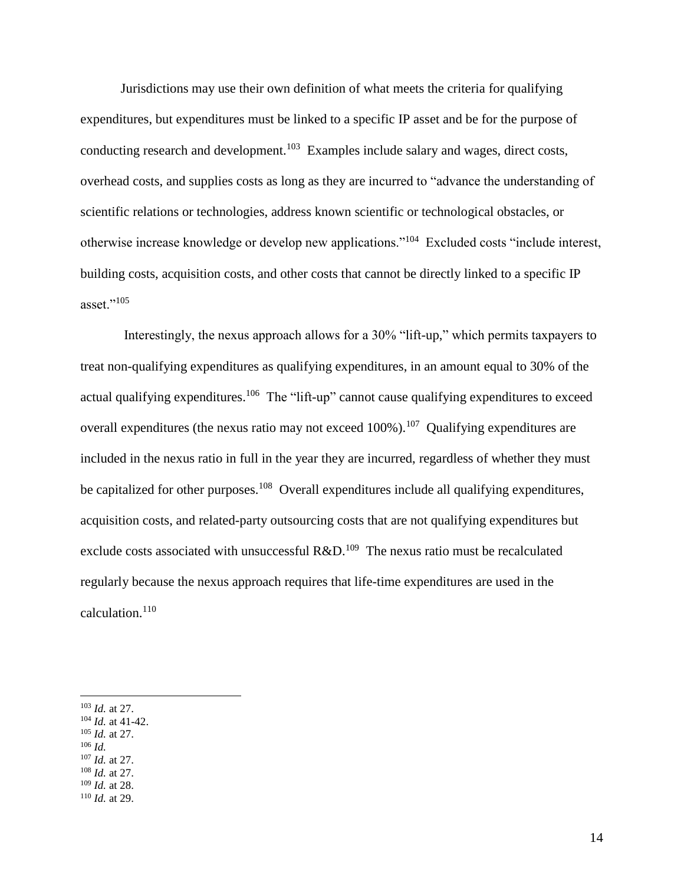Jurisdictions may use their own definition of what meets the criteria for qualifying expenditures, but expenditures must be linked to a specific IP asset and be for the purpose of conducting research and development.[103] Examples include salary and wages, direct costs, overhead costs, and supplies costs as long as they are incurred to "advance the understanding of scientific relations or technologies, address known scientific or technological obstacles, or otherwise increase knowledge or develop new applications."[104] Excluded costs "include interest, building costs, acquisition costs, and other costs that cannot be directly linked to a specific IP asset."[105]

Interestingly, the nexus approach allows for a 30% "lift-up," which permits taxpayers to treat non-qualifying expenditures as qualifying expenditures, in an amount equal to 30% of the actual qualifying expenditures.[106] The "lift-up" cannot cause qualifying expenditures to exceed overall expenditures (the nexus ratio may not exceed 100%).[107] Qualifying expenditures are included in the nexus ratio in full in the year they are incurred, regardless of whether they must be capitalized for other purposes.[108] Overall expenditures include all qualifying expenditures, acquisition costs, and related-party outsourcing costs that are not qualifying expenditures but exclude costs associated with unsuccessful R&D.[109] The nexus ratio must be recalculated regularly because the nexus approach requires that life-time expenditures are used in the calculation.[110]

---

[103] *Id.* at 27.
[104] *Id.* at 41-42.
[105] *Id.* at 27.
[106] *Id.*
[107] *Id.* at 27.
[108] *Id.* at 27.
[109] *Id.* at 28.
[110] *Id.* at 29.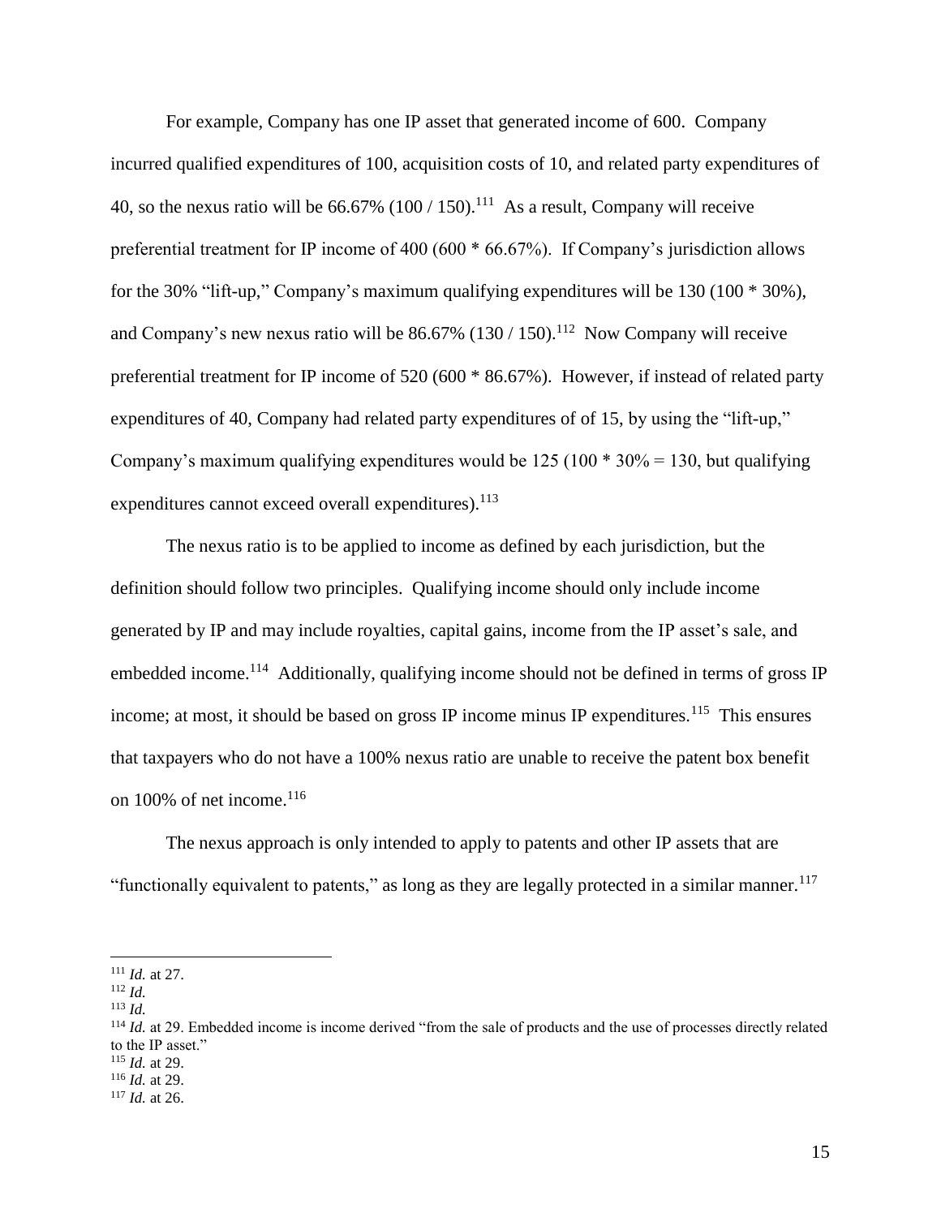For example, Company has one IP asset that generated income of 600. Company incurred qualified expenditures of 100, acquisition costs of 10, and related party expenditures of 40, so the nexus ratio will be 66.67% (100 / 150).[111] As a result, Company will receive preferential treatment for IP income of 400 (600 * 66.67%). If Company's jurisdiction allows for the 30% "lift-up," Company's maximum qualifying expenditures will be 130 (100 * 30%), and Company's new nexus ratio will be 86.67% (130 / 150).[112] Now Company will receive preferential treatment for IP income of 520 (600 * 86.67%). However, if instead of related party expenditures of 40, Company had related party expenditures of of 15, by using the "lift-up," Company's maximum qualifying expenditures would be 125 (100 * 30% = 130, but qualifying expenditures cannot exceed overall expenditures).[113]

The nexus ratio is to be applied to income as defined by each jurisdiction, but the definition should follow two principles. Qualifying income should only include income generated by IP and may include royalties, capital gains, income from the IP asset's sale, and embedded income.[114] Additionally, qualifying income should not be defined in terms of gross IP income; at most, it should be based on gross IP income minus IP expenditures.[115] This ensures that taxpayers who do not have a 100% nexus ratio are unable to receive the patent box benefit on 100% of net income.[116]

The nexus approach is only intended to apply to patents and other IP assets that are "functionally equivalent to patents," as long as they are legally protected in a similar manner.[117]

---

[111] *Id.* at 27.
[112] *Id.*
[113] *Id.*
[114] *Id.* at 29. Embedded income is income derived "from the sale of products and the use of processes directly related to the IP asset."
[115] *Id.* at 29.
[116] *Id.* at 29.
[117] *Id.* at 26.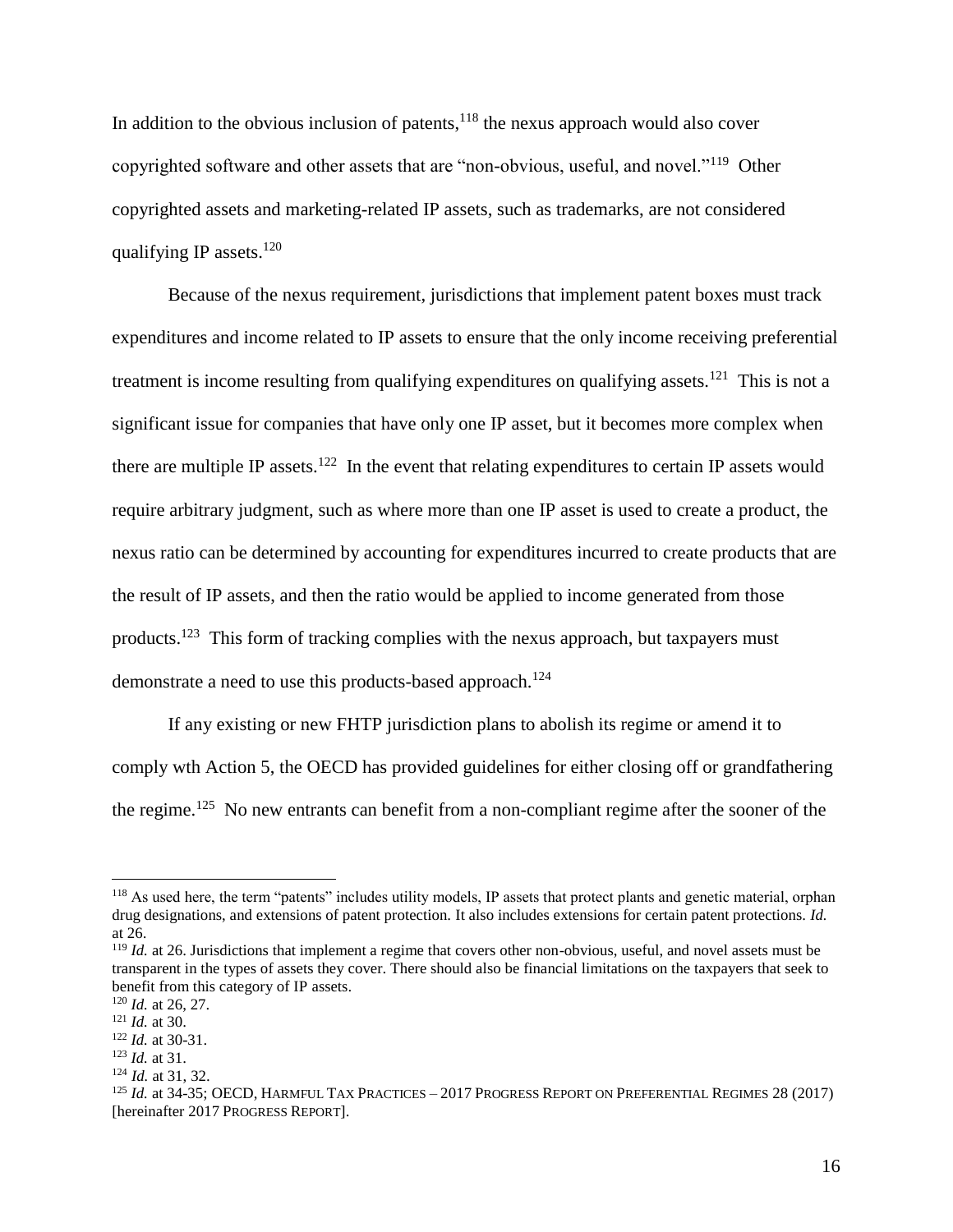In addition to the obvious inclusion of patents,[118] the nexus approach would also cover copyrighted software and other assets that are "non-obvious, useful, and novel."[119] Other copyrighted assets and marketing-related IP assets, such as trademarks, are not considered qualifying IP assets.[120]

Because of the nexus requirement, jurisdictions that implement patent boxes must track expenditures and income related to IP assets to ensure that the only income receiving preferential treatment is income resulting from qualifying expenditures on qualifying assets.[121] This is not a significant issue for companies that have only one IP asset, but it becomes more complex when there are multiple IP assets.[122] In the event that relating expenditures to certain IP assets would require arbitrary judgment, such as where more than one IP asset is used to create a product, the nexus ratio can be determined by accounting for expenditures incurred to create products that are the result of IP assets, and then the ratio would be applied to income generated from those products.[123] This form of tracking complies with the nexus approach, but taxpayers must demonstrate a need to use this products-based approach.[124]

If any existing or new FHTP jurisdiction plans to abolish its regime or amend it to comply wth Action 5, the OECD has provided guidelines for either closing off or grandfathering the regime.[125] No new entrants can benefit from a non-compliant regime after the sooner of the

---

[118] As used here, the term "patents" includes utility models, IP assets that protect plants and genetic material, orphan drug designations, and extensions of patent protection. It also includes extensions for certain patent protections. *Id.* at 26.

[119] *Id.* at 26. Jurisdictions that implement a regime that covers other non-obvious, useful, and novel assets must be transparent in the types of assets they cover. There should also be financial limitations on the taxpayers that seek to benefit from this category of IP assets.

[120] *Id.* at 26, 27.

[121] *Id.* at 30.

[122] *Id.* at 30-31.

[123] *Id.* at 31.

[124] *Id.* at 31, 32.

[125] *Id.* at 34-35; OECD, HARMFUL TAX PRACTICES – 2017 PROGRESS REPORT ON PREFERENTIAL REGIMES 28 (2017) [hereinafter 2017 PROGRESS REPORT].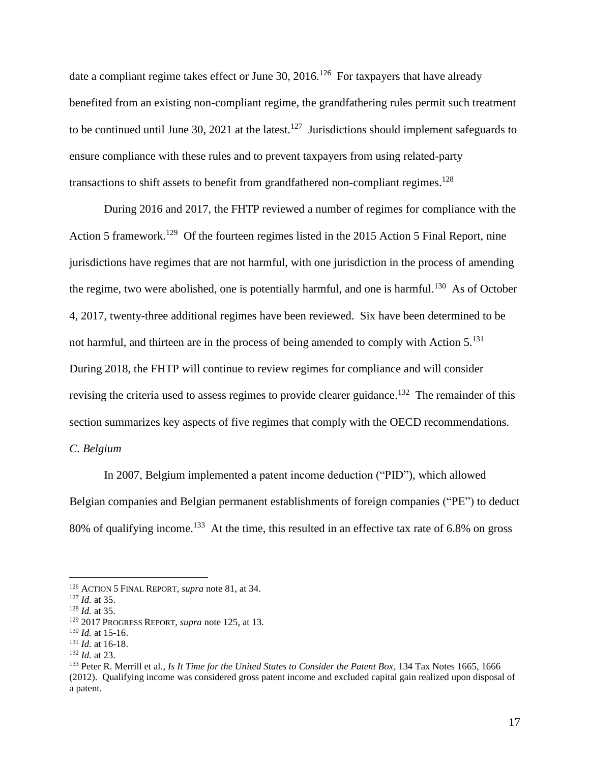date a compliant regime takes effect or June 30, 2016.[126] For taxpayers that have already benefited from an existing non-compliant regime, the grandfathering rules permit such treatment to be continued until June 30, 2021 at the latest.[127] Jurisdictions should implement safeguards to ensure compliance with these rules and to prevent taxpayers from using related-party transactions to shift assets to benefit from grandfathered non-compliant regimes.[128]

During 2016 and 2017, the FHTP reviewed a number of regimes for compliance with the Action 5 framework.[129] Of the fourteen regimes listed in the 2015 Action 5 Final Report, nine jurisdictions have regimes that are not harmful, with one jurisdiction in the process of amending the regime, two were abolished, one is potentially harmful, and one is harmful.[130] As of October 4, 2017, twenty-three additional regimes have been reviewed. Six have been determined to be not harmful, and thirteen are in the process of being amended to comply with Action 5.[131] During 2018, the FHTP will continue to review regimes for compliance and will consider revising the criteria used to assess regimes to provide clearer guidance.[132] The remainder of this section summarizes key aspects of five regimes that comply with the OECD recommendations.

*C. Belgium*

In 2007, Belgium implemented a patent income deduction ("PID"), which allowed Belgian companies and Belgian permanent establishments of foreign companies ("PE") to deduct 80% of qualifying income.[133] At the time, this resulted in an effective tax rate of 6.8% on gross

---

[126] ACTION 5 FINAL REPORT, *supra* note 81, at 34.

[127] *Id.* at 35.

[128] *Id.* at 35.

[129] 2017 PROGRESS REPORT, *supra* note 125, at 13.

[130] *Id.* at 15-16.

[131] *Id.* at 16-18.

[132] *Id.* at 23.

[133] Peter R. Merrill et al., *Is It Time for the United States to Consider the Patent Box*, 134 Tax Notes 1665, 1666 (2012). Qualifying income was considered gross patent income and excluded capital gain realized upon disposal of a patent.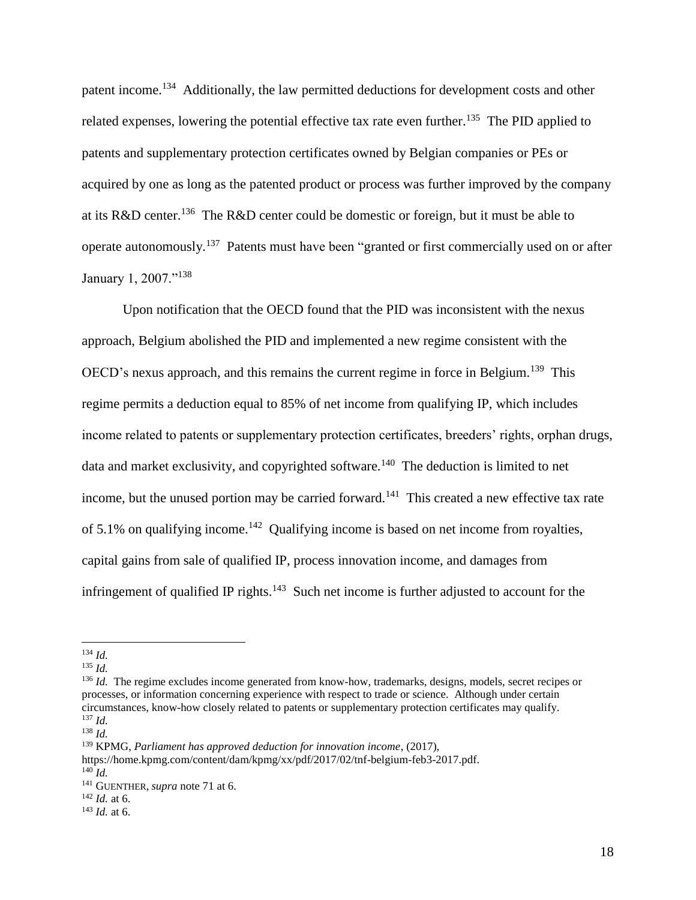patent income.[134] Additionally, the law permitted deductions for development costs and other related expenses, lowering the potential effective tax rate even further.[135] The PID applied to patents and supplementary protection certificates owned by Belgian companies or PEs or acquired by one as long as the patented product or process was further improved by the company at its R&D center.[136] The R&D center could be domestic or foreign, but it must be able to operate autonomously.[137] Patents must have been "granted or first commercially used on or after January 1, 2007."[138]

Upon notification that the OECD found that the PID was inconsistent with the nexus approach, Belgium abolished the PID and implemented a new regime consistent with the OECD's nexus approach, and this remains the current regime in force in Belgium.[139] This regime permits a deduction equal to 85% of net income from qualifying IP, which includes income related to patents or supplementary protection certificates, breeders' rights, orphan drugs, data and market exclusivity, and copyrighted software.[140] The deduction is limited to net income, but the unused portion may be carried forward.[141] This created a new effective tax rate of 5.1% on qualifying income.[142] Qualifying income is based on net income from royalties, capital gains from sale of qualified IP, process innovation income, and damages from infringement of qualified IP rights.[143] Such net income is further adjusted to account for the

---

[134] *Id.*

[135] *Id.*

[136] *Id.* The regime excludes income generated from know-how, trademarks, designs, models, secret recipes or processes, or information concerning experience with respect to trade or science. Although under certain circumstances, know-how closely related to patents or supplementary protection certificates may qualify.

[137] *Id.*

[138] *Id.*

[139] KPMG, *Parliament has approved deduction for innovation income*, (2017), https://home.kpmg.com/content/dam/kpmg/xx/pdf/2017/02/tnf-belgium-feb3-2017.pdf.

[140] *Id.*

[141] GUENTHER, *supra* note 71 at 6.

[142] *Id.* at 6.

[143] *Id.* at 6.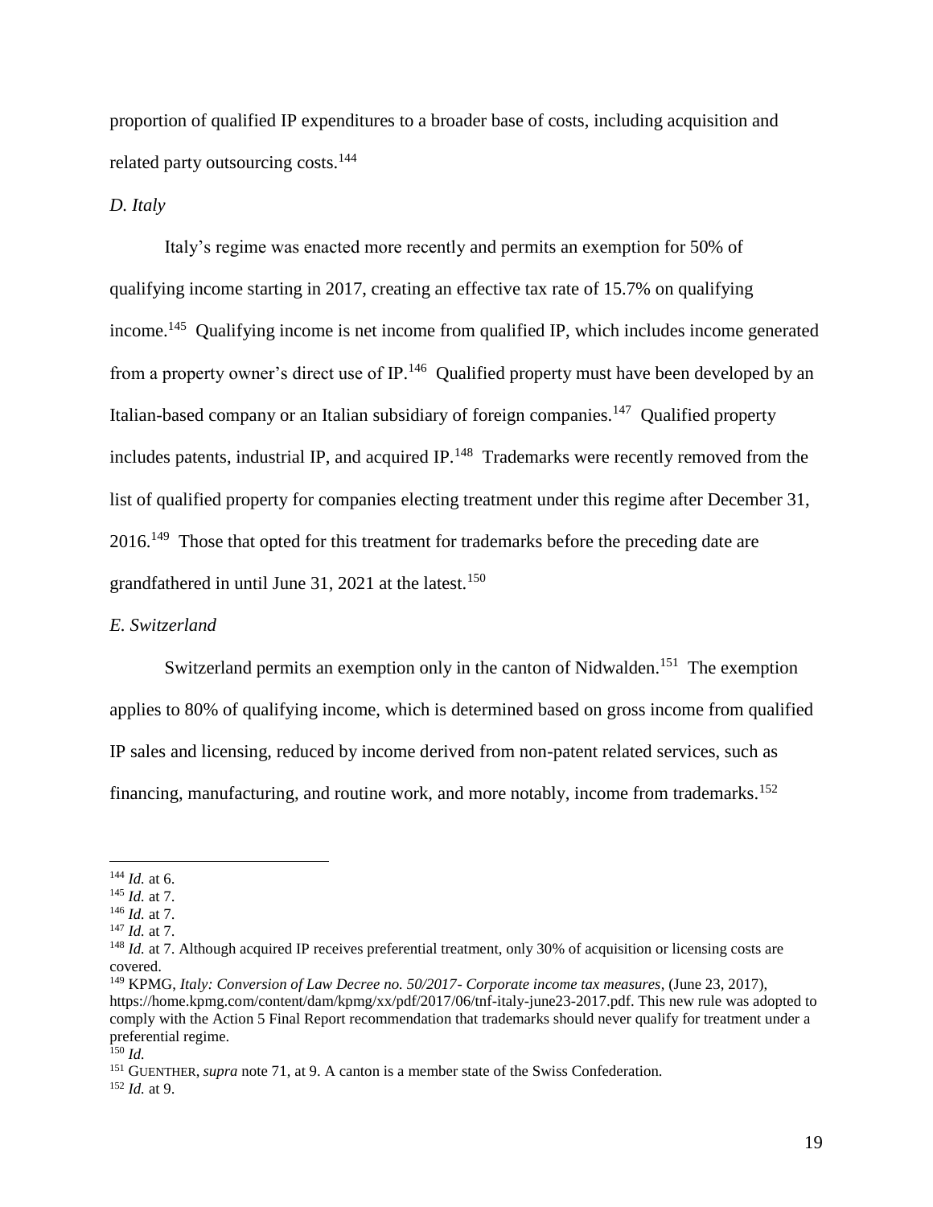proportion of qualified IP expenditures to a broader base of costs, including acquisition and related party outsourcing costs.[144]

*D. Italy*

Italy's regime was enacted more recently and permits an exemption for 50% of qualifying income starting in 2017, creating an effective tax rate of 15.7% on qualifying income.[145] Qualifying income is net income from qualified IP, which includes income generated from a property owner's direct use of IP.[146] Qualified property must have been developed by an Italian-based company or an Italian subsidiary of foreign companies.[147] Qualified property includes patents, industrial IP, and acquired IP.[148] Trademarks were recently removed from the list of qualified property for companies electing treatment under this regime after December 31, 2016.[149] Those that opted for this treatment for trademarks before the preceding date are grandfathered in until June 31, 2021 at the latest.[150]

*E. Switzerland*

Switzerland permits an exemption only in the canton of Nidwalden.[151] The exemption applies to 80% of qualifying income, which is determined based on gross income from qualified IP sales and licensing, reduced by income derived from non-patent related services, such as financing, manufacturing, and routine work, and more notably, income from trademarks.[152]

---

[144] *Id.* at 6.

[145] *Id.* at 7.

[146] *Id.* at 7.

[147] *Id.* at 7.

[148] *Id.* at 7. Although acquired IP receives preferential treatment, only 30% of acquisition or licensing costs are covered.

[149] KPMG, *Italy: Conversion of Law Decree no. 50/2017- Corporate income tax measures*, (June 23, 2017), https://home.kpmg.com/content/dam/kpmg/xx/pdf/2017/06/tnf-italy-june23-2017.pdf. This new rule was adopted to comply with the Action 5 Final Report recommendation that trademarks should never qualify for treatment under a preferential regime.

[150] *Id.*

[151] GUENTHER, *supra* note 71, at 9. A canton is a member state of the Swiss Confederation.

[152] *Id.* at 9.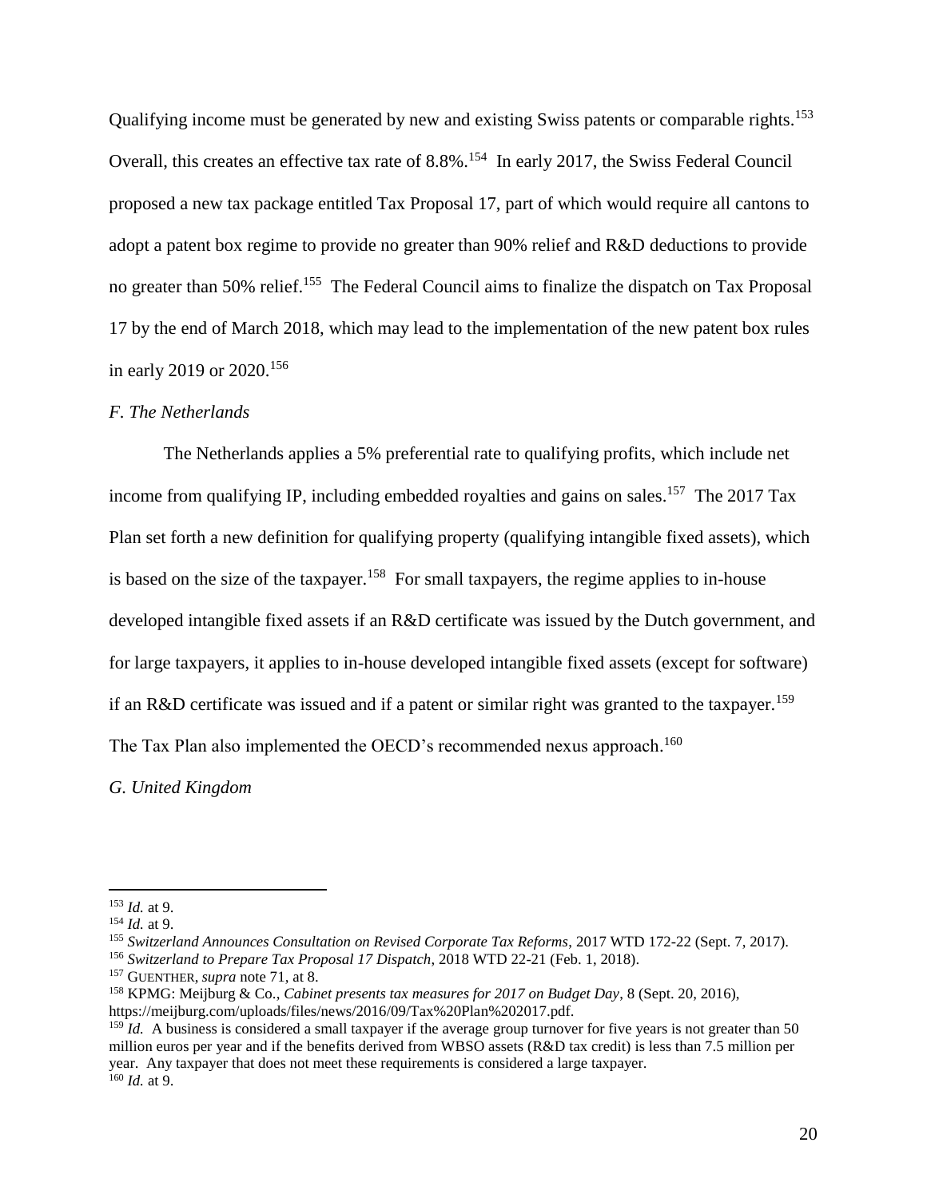Qualifying income must be generated by new and existing Swiss patents or comparable rights.[153] Overall, this creates an effective tax rate of 8.8%.[154] In early 2017, the Swiss Federal Council proposed a new tax package entitled Tax Proposal 17, part of which would require all cantons to adopt a patent box regime to provide no greater than 90% relief and R&D deductions to provide no greater than 50% relief.[155] The Federal Council aims to finalize the dispatch on Tax Proposal 17 by the end of March 2018, which may lead to the implementation of the new patent box rules in early 2019 or 2020.[156]

### *F. The Netherlands*

The Netherlands applies a 5% preferential rate to qualifying profits, which include net income from qualifying IP, including embedded royalties and gains on sales.[157] The 2017 Tax Plan set forth a new definition for qualifying property (qualifying intangible fixed assets), which is based on the size of the taxpayer.[158] For small taxpayers, the regime applies to in-house developed intangible fixed assets if an R&D certificate was issued by the Dutch government, and for large taxpayers, it applies to in-house developed intangible fixed assets (except for software) if an R&D certificate was issued and if a patent or similar right was granted to the taxpayer.[159] The Tax Plan also implemented the OECD's recommended nexus approach.[160]

### *G. United Kingdom*

---

[153] *Id.* at 9.

[154] *Id.* at 9.

[155] *Switzerland Announces Consultation on Revised Corporate Tax Reforms*, 2017 WTD 172-22 (Sept. 7, 2017).

[156] *Switzerland to Prepare Tax Proposal 17 Dispatch*, 2018 WTD 22-21 (Feb. 1, 2018).

[157] GUENTHER, *supra* note 71, at 8.

[158] KPMG: Meijburg & Co., *Cabinet presents tax measures for 2017 on Budget Day*, 8 (Sept. 20, 2016), https://meijburg.com/uploads/files/news/2016/09/Tax%20Plan%202017.pdf.

[159] *Id.* A business is considered a small taxpayer if the average group turnover for five years is not greater than 50 million euros per year and if the benefits derived from WBSO assets (R&D tax credit) is less than 7.5 million per year. Any taxpayer that does not meet these requirements is considered a large taxpayer.

[160] *Id.* at 9.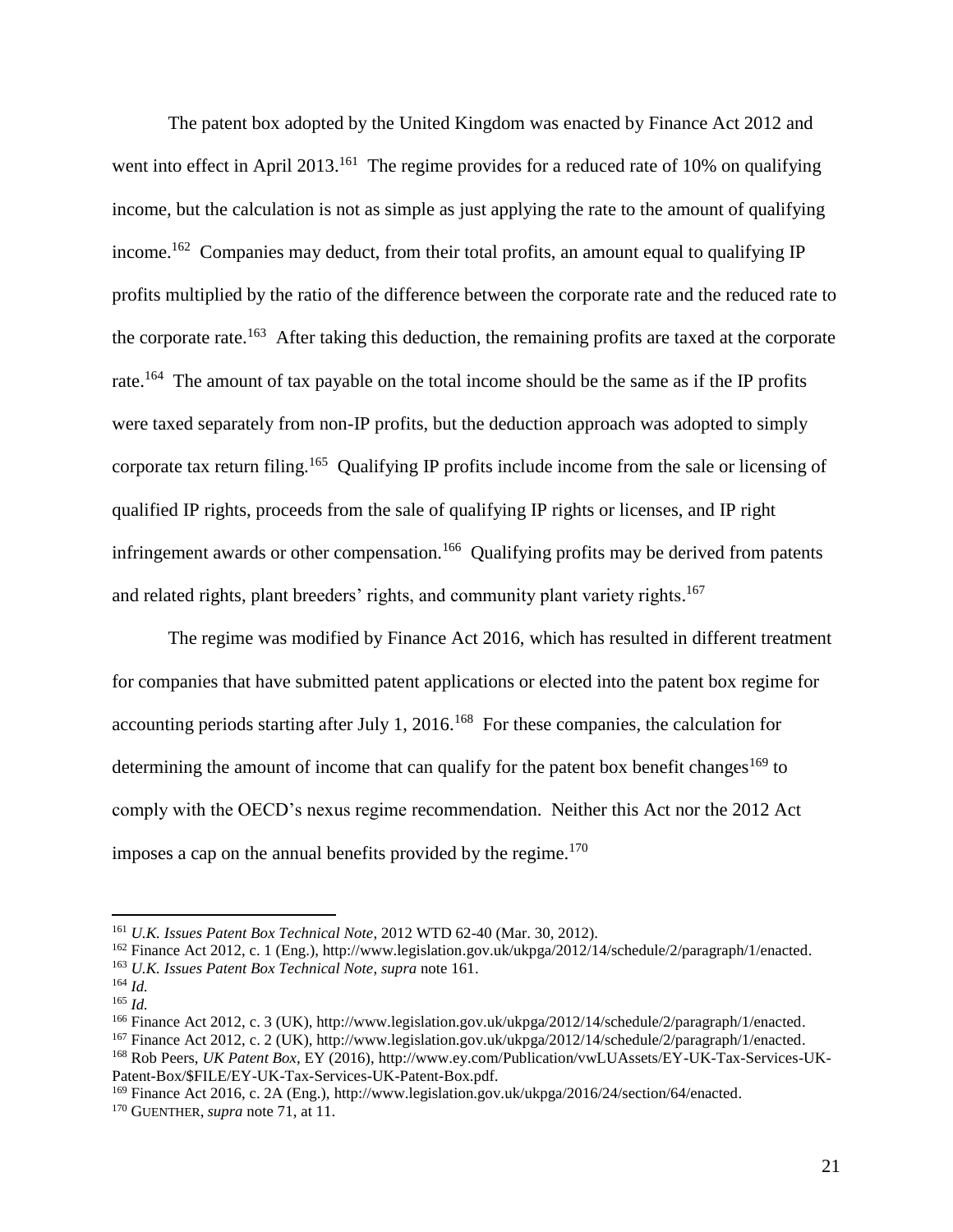The patent box adopted by the United Kingdom was enacted by Finance Act 2012 and went into effect in April 2013.[161] The regime provides for a reduced rate of 10% on qualifying income, but the calculation is not as simple as just applying the rate to the amount of qualifying income.[162] Companies may deduct, from their total profits, an amount equal to qualifying IP profits multiplied by the ratio of the difference between the corporate rate and the reduced rate to the corporate rate.[163] After taking this deduction, the remaining profits are taxed at the corporate rate.[164] The amount of tax payable on the total income should be the same as if the IP profits were taxed separately from non-IP profits, but the deduction approach was adopted to simply corporate tax return filing.[165] Qualifying IP profits include income from the sale or licensing of qualified IP rights, proceeds from the sale of qualifying IP rights or licenses, and IP right infringement awards or other compensation.[166] Qualifying profits may be derived from patents and related rights, plant breeders' rights, and community plant variety rights.[167]

The regime was modified by Finance Act 2016, which has resulted in different treatment for companies that have submitted patent applications or elected into the patent box regime for accounting periods starting after July 1, 2016.[168] For these companies, the calculation for determining the amount of income that can qualify for the patent box benefit changes[169] to comply with the OECD's nexus regime recommendation. Neither this Act nor the 2012 Act imposes a cap on the annual benefits provided by the regime.[170]

---

[161] *U.K. Issues Patent Box Technical Note*, 2012 WTD 62-40 (Mar. 30, 2012).

[162] Finance Act 2012, c. 1 (Eng.), http://www.legislation.gov.uk/ukpga/2012/14/schedule/2/paragraph/1/enacted.

[163] *U.K. Issues Patent Box Technical Note*, *supra* note 161.

[164] *Id.*

[165] *Id.*

[166] Finance Act 2012, c. 3 (UK), http://www.legislation.gov.uk/ukpga/2012/14/schedule/2/paragraph/1/enacted.

[167] Finance Act 2012, c. 2 (UK), http://www.legislation.gov.uk/ukpga/2012/14/schedule/2/paragraph/1/enacted.

[168] Rob Peers, *UK Patent Box*, EY (2016), http://www.ey.com/Publication/vwLUAssets/EY-UK-Tax-Services-UK-Patent-Box/$FILE/EY-UK-Tax-Services-UK-Patent-Box.pdf.

[169] Finance Act 2016, c. 2A (Eng.), http://www.legislation.gov.uk/ukpga/2016/24/section/64/enacted.

[170] GUENTHER, *supra* note 71, at 11.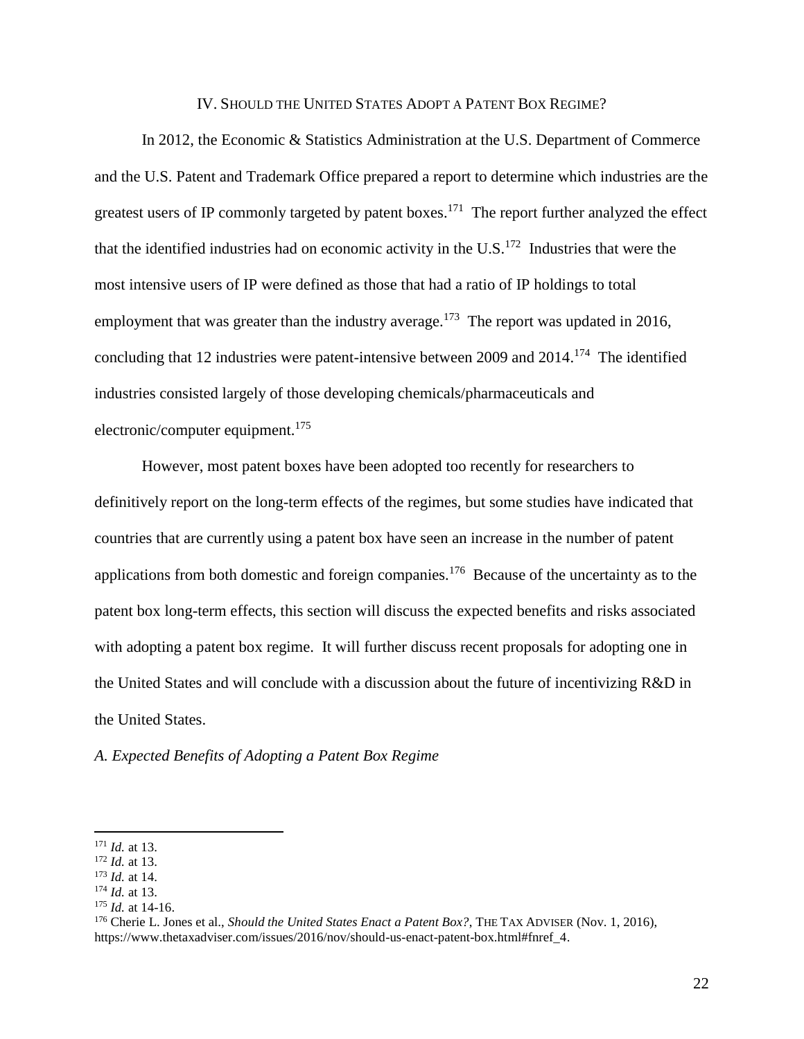## IV. SHOULD THE UNITED STATES ADOPT A PATENT BOX REGIME?

In 2012, the Economic & Statistics Administration at the U.S. Department of Commerce and the U.S. Patent and Trademark Office prepared a report to determine which industries are the greatest users of IP commonly targeted by patent boxes.[171] The report further analyzed the effect that the identified industries had on economic activity in the U.S.[172] Industries that were the most intensive users of IP were defined as those that had a ratio of IP holdings to total employment that was greater than the industry average.[173] The report was updated in 2016, concluding that 12 industries were patent-intensive between 2009 and 2014.[174] The identified industries consisted largely of those developing chemicals/pharmaceuticals and electronic/computer equipment.[175]

However, most patent boxes have been adopted too recently for researchers to definitively report on the long-term effects of the regimes, but some studies have indicated that countries that are currently using a patent box have seen an increase in the number of patent applications from both domestic and foreign companies.[176] Because of the uncertainty as to the patent box long-term effects, this section will discuss the expected benefits and risks associated with adopting a patent box regime. It will further discuss recent proposals for adopting one in the United States and will conclude with a discussion about the future of incentivizing R&D in the United States.

### *A. Expected Benefits of Adopting a Patent Box Regime*

---

[171] *Id.* at 13.
[172] *Id.* at 13.
[173] *Id.* at 14.
[174] *Id.* at 13.
[175] *Id.* at 14-16.
[176] Cherie L. Jones et al., *Should the United States Enact a Patent Box?*, THE TAX ADVISER (Nov. 1, 2016), https://www.thetaxadviser.com/issues/2016/nov/should-us-enact-patent-box.html#fnref_4.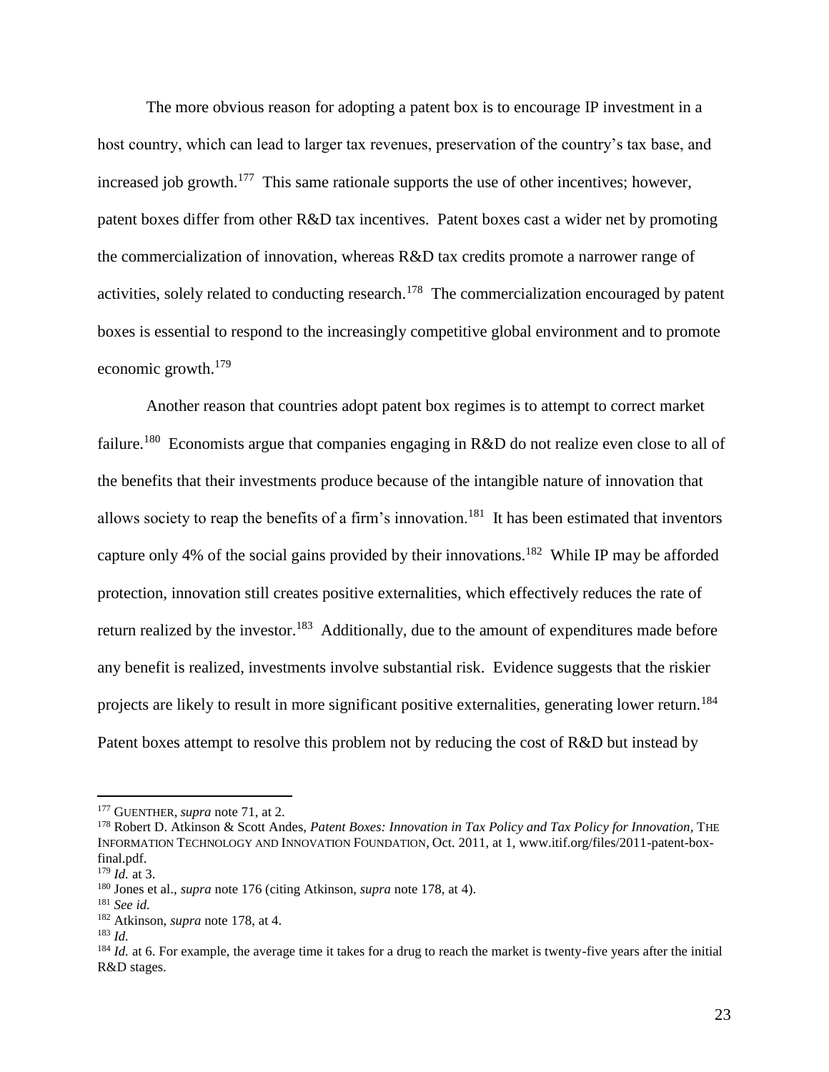The more obvious reason for adopting a patent box is to encourage IP investment in a host country, which can lead to larger tax revenues, preservation of the country's tax base, and increased job growth.[177] This same rationale supports the use of other incentives; however, patent boxes differ from other R&D tax incentives. Patent boxes cast a wider net by promoting the commercialization of innovation, whereas R&D tax credits promote a narrower range of activities, solely related to conducting research.[178] The commercialization encouraged by patent boxes is essential to respond to the increasingly competitive global environment and to promote economic growth.[179]

Another reason that countries adopt patent box regimes is to attempt to correct market failure.[180] Economists argue that companies engaging in R&D do not realize even close to all of the benefits that their investments produce because of the intangible nature of innovation that allows society to reap the benefits of a firm's innovation.[181] It has been estimated that inventors capture only 4% of the social gains provided by their innovations.[182] While IP may be afforded protection, innovation still creates positive externalities, which effectively reduces the rate of return realized by the investor.[183] Additionally, due to the amount of expenditures made before any benefit is realized, investments involve substantial risk. Evidence suggests that the riskier projects are likely to result in more significant positive externalities, generating lower return.[184] Patent boxes attempt to resolve this problem not by reducing the cost of R&D but instead by

---

[177] GUENTHER, *supra* note 71, at 2.

[178] Robert D. Atkinson & Scott Andes, *Patent Boxes: Innovation in Tax Policy and Tax Policy for Innovation*, THE INFORMATION TECHNOLOGY AND INNOVATION FOUNDATION, Oct. 2011, at 1, www.itif.org/files/2011-patent-box-final.pdf.

[179] *Id.* at 3.

[180] Jones et al., *supra* note 176 (citing Atkinson, *supra* note 178, at 4).

[181] *See id.*

[182] Atkinson, *supra* note 178, at 4.

[183] *Id.*

[184] *Id.* at 6. For example, the average time it takes for a drug to reach the market is twenty-five years after the initial R&D stages.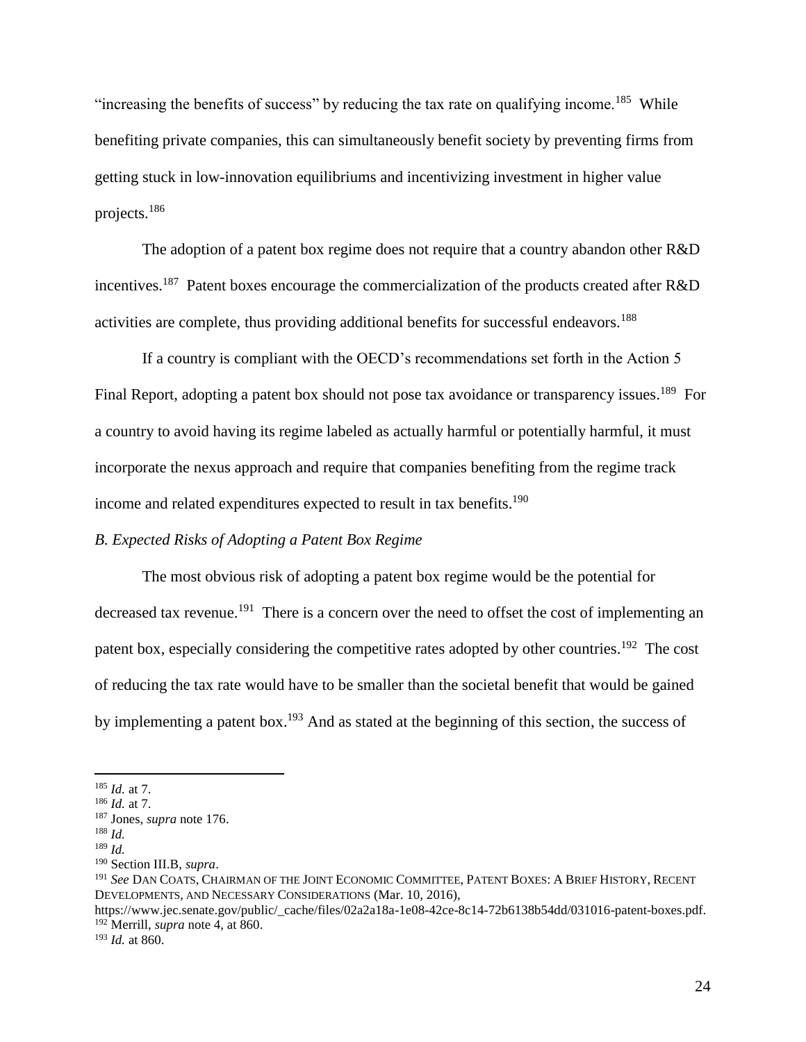"increasing the benefits of success" by reducing the tax rate on qualifying income.[185] While benefiting private companies, this can simultaneously benefit society by preventing firms from getting stuck in low-innovation equilibriums and incentivizing investment in higher value projects.[186]

The adoption of a patent box regime does not require that a country abandon other R&D incentives.[187] Patent boxes encourage the commercialization of the products created after R&D activities are complete, thus providing additional benefits for successful endeavors.[188]

If a country is compliant with the OECD's recommendations set forth in the Action 5 Final Report, adopting a patent box should not pose tax avoidance or transparency issues.[189] For a country to avoid having its regime labeled as actually harmful or potentially harmful, it must incorporate the nexus approach and require that companies benefiting from the regime track income and related expenditures expected to result in tax benefits.[190]

### *B. Expected Risks of Adopting a Patent Box Regime*

The most obvious risk of adopting a patent box regime would be the potential for decreased tax revenue.[191] There is a concern over the need to offset the cost of implementing an patent box, especially considering the competitive rates adopted by other countries.[192] The cost of reducing the tax rate would have to be smaller than the societal benefit that would be gained by implementing a patent box.[193] And as stated at the beginning of this section, the success of

---

[185] *Id.* at 7.
[186] *Id.* at 7.
[187] Jones, *supra* note 176.
[188] *Id.*
[189] *Id.*
[190] Section III.B, *supra*.
[191] *See* DAN COATS, CHAIRMAN OF THE JOINT ECONOMIC COMMITTEE, PATENT BOXES: A BRIEF HISTORY, RECENT DEVELOPMENTS, AND NECESSARY CONSIDERATIONS (Mar. 10, 2016), https://www.jec.senate.gov/public/_cache/files/02a2a18a-1e08-42ce-8c14-72b6138b54dd/031016-patent-boxes.pdf.
[192] Merrill, *supra* note 4, at 860.
[193] *Id.* at 860.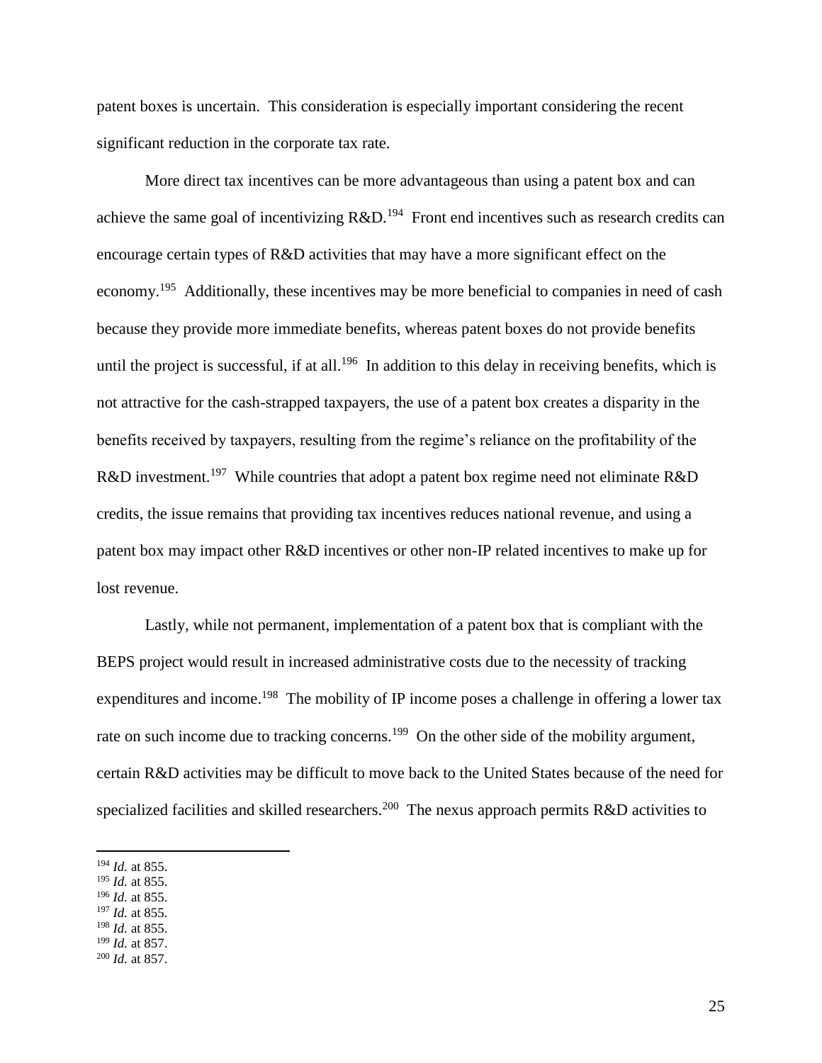patent boxes is uncertain. This consideration is especially important considering the recent significant reduction in the corporate tax rate.

More direct tax incentives can be more advantageous than using a patent box and can achieve the same goal of incentivizing R&D.[194] Front end incentives such as research credits can encourage certain types of R&D activities that may have a more significant effect on the economy.[195] Additionally, these incentives may be more beneficial to companies in need of cash because they provide more immediate benefits, whereas patent boxes do not provide benefits until the project is successful, if at all.[196] In addition to this delay in receiving benefits, which is not attractive for the cash-strapped taxpayers, the use of a patent box creates a disparity in the benefits received by taxpayers, resulting from the regime's reliance on the profitability of the R&D investment.[197] While countries that adopt a patent box regime need not eliminate R&D credits, the issue remains that providing tax incentives reduces national revenue, and using a patent box may impact other R&D incentives or other non-IP related incentives to make up for lost revenue.

Lastly, while not permanent, implementation of a patent box that is compliant with the BEPS project would result in increased administrative costs due to the necessity of tracking expenditures and income.[198] The mobility of IP income poses a challenge in offering a lower tax rate on such income due to tracking concerns.[199] On the other side of the mobility argument, certain R&D activities may be difficult to move back to the United States because of the need for specialized facilities and skilled researchers.[200] The nexus approach permits R&D activities to

---

[194] *Id.* at 855.
[195] *Id.* at 855.
[196] *Id.* at 855.
[197] *Id.* at 855.
[198] *Id.* at 855.
[199] *Id.* at 857.
[200] *Id.* at 857.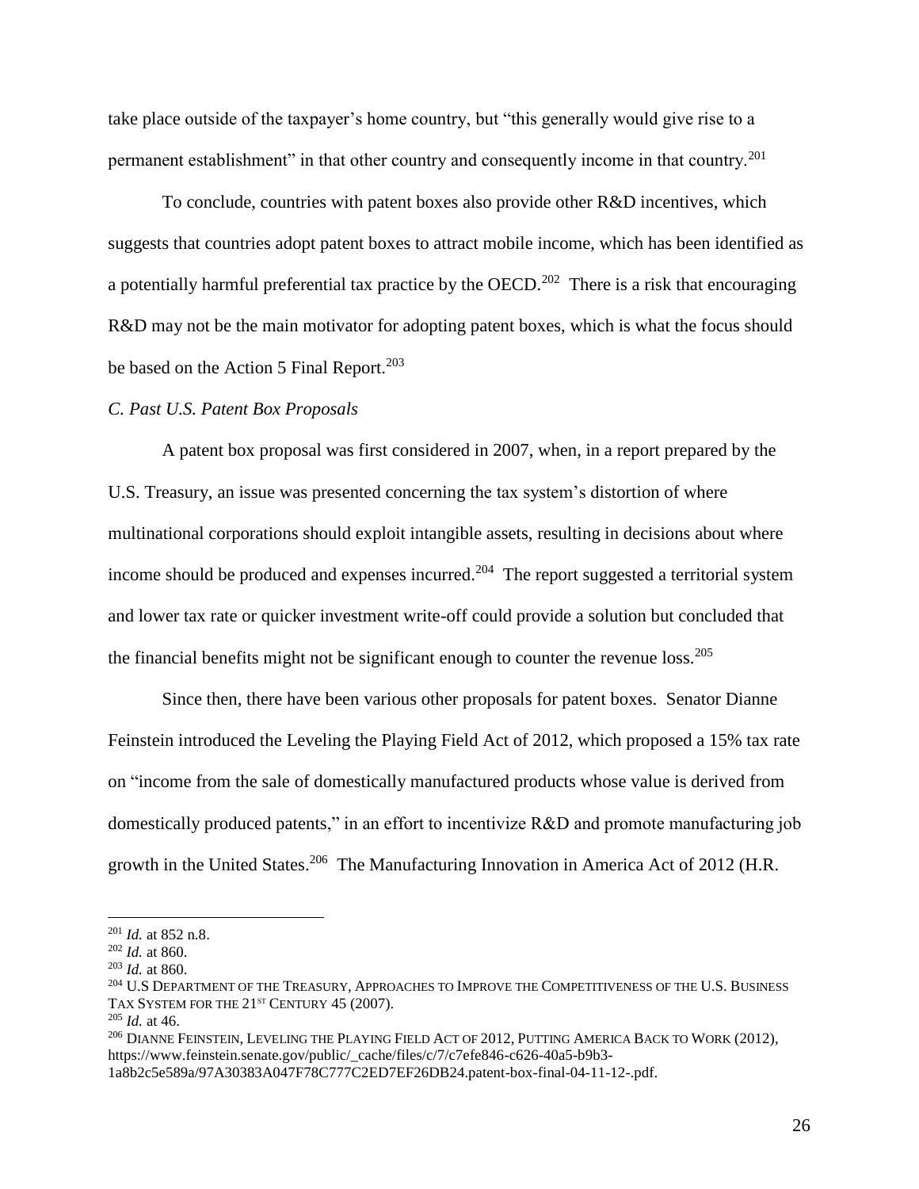take place outside of the taxpayer's home country, but "this generally would give rise to a permanent establishment" in that other country and consequently income in that country.[201]

To conclude, countries with patent boxes also provide other R&D incentives, which suggests that countries adopt patent boxes to attract mobile income, which has been identified as a potentially harmful preferential tax practice by the OECD.[202] There is a risk that encouraging R&D may not be the main motivator for adopting patent boxes, which is what the focus should be based on the Action 5 Final Report.[203]

*C. Past U.S. Patent Box Proposals*

A patent box proposal was first considered in 2007, when, in a report prepared by the U.S. Treasury, an issue was presented concerning the tax system's distortion of where multinational corporations should exploit intangible assets, resulting in decisions about where income should be produced and expenses incurred.[204] The report suggested a territorial system and lower tax rate or quicker investment write-off could provide a solution but concluded that the financial benefits might not be significant enough to counter the revenue loss.[205]

Since then, there have been various other proposals for patent boxes. Senator Dianne Feinstein introduced the Leveling the Playing Field Act of 2012, which proposed a 15% tax rate on "income from the sale of domestically manufactured products whose value is derived from domestically produced patents," in an effort to incentivize R&D and promote manufacturing job growth in the United States.[206] The Manufacturing Innovation in America Act of 2012 (H.R.

---

[201] *Id.* at 852 n.8.

[202] *Id.* at 860.

[203] *Id.* at 860.

[204] U.S DEPARTMENT OF THE TREASURY, APPROACHES TO IMPROVE THE COMPETITIVENESS OF THE U.S. BUSINESS TAX SYSTEM FOR THE 21ST CENTURY 45 (2007).

[205] *Id.* at 46.

[206] DIANNE FEINSTEIN, LEVELING THE PLAYING FIELD ACT OF 2012, PUTTING AMERICA BACK TO WORK (2012), https://www.feinstein.senate.gov/public/_cache/files/c/7/c7efe846-c626-40a5-b9b3-1a8b2c5e589a/97A30383A047F78C777C2ED7EF26DB24.patent-box-final-04-11-12-.pdf.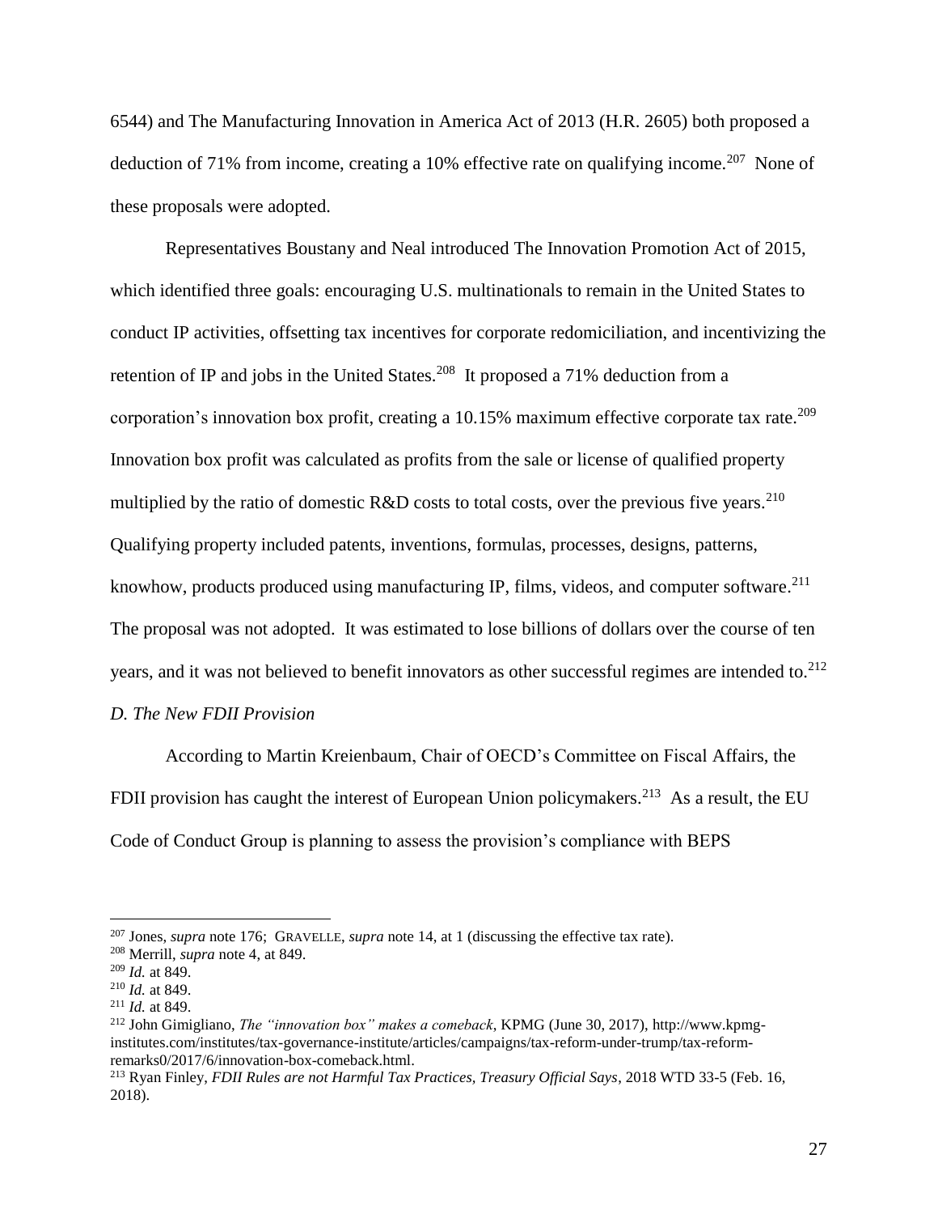6544) and The Manufacturing Innovation in America Act of 2013 (H.R. 2605) both proposed a deduction of 71% from income, creating a 10% effective rate on qualifying income.[207] None of these proposals were adopted.

Representatives Boustany and Neal introduced The Innovation Promotion Act of 2015, which identified three goals: encouraging U.S. multinationals to remain in the United States to conduct IP activities, offsetting tax incentives for corporate redomiciliation, and incentivizing the retention of IP and jobs in the United States.[208] It proposed a 71% deduction from a corporation's innovation box profit, creating a 10.15% maximum effective corporate tax rate.[209] Innovation box profit was calculated as profits from the sale or license of qualified property multiplied by the ratio of domestic R&D costs to total costs, over the previous five years.[210] Qualifying property included patents, inventions, formulas, processes, designs, patterns, knowhow, products produced using manufacturing IP, films, videos, and computer software.[211] The proposal was not adopted. It was estimated to lose billions of dollars over the course of ten years, and it was not believed to benefit innovators as other successful regimes are intended to.[212]

*D. The New FDII Provision*

According to Martin Kreienbaum, Chair of OECD's Committee on Fiscal Affairs, the FDII provision has caught the interest of European Union policymakers.[213] As a result, the EU Code of Conduct Group is planning to assess the provision's compliance with BEPS

---

[207] Jones, *supra* note 176; GRAVELLE, *supra* note 14, at 1 (discussing the effective tax rate).

[208] Merrill, *supra* note 4, at 849.

[209] *Id.* at 849.

[210] *Id.* at 849.

[211] *Id.* at 849.

[212] John Gimigliano, *The "innovation box" makes a comeback*, KPMG (June 30, 2017), http://www.kpmg-institutes.com/institutes/tax-governance-institute/articles/campaigns/tax-reform-under-trump/tax-reform-remarks0/2017/6/innovation-box-comeback.html.

[213] Ryan Finley, *FDII Rules are not Harmful Tax Practices, Treasury Official Says*, 2018 WTD 33-5 (Feb. 16, 2018).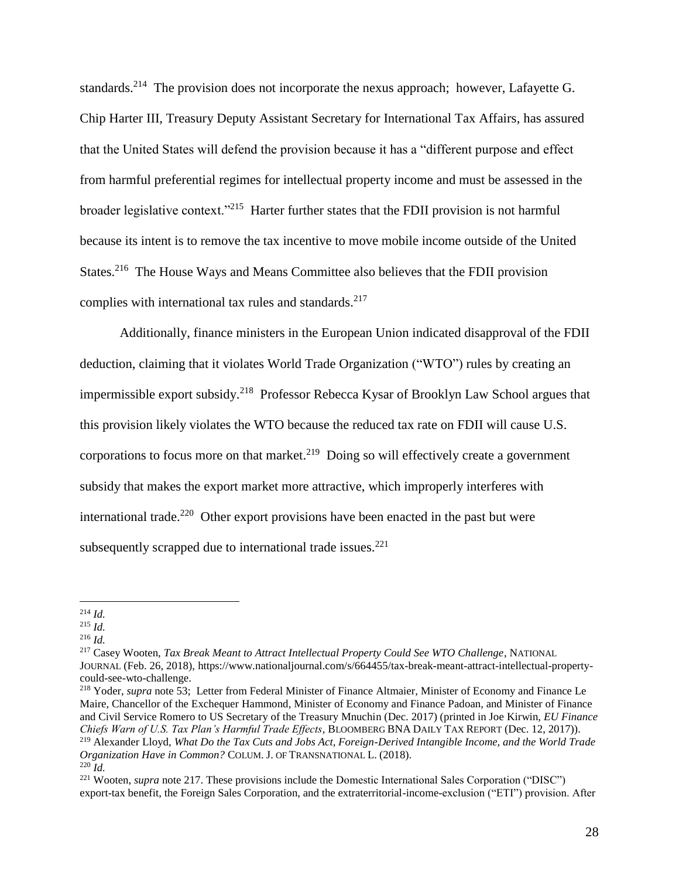standards.[214] The provision does not incorporate the nexus approach; however, Lafayette G. Chip Harter III, Treasury Deputy Assistant Secretary for International Tax Affairs, has assured that the United States will defend the provision because it has a "different purpose and effect from harmful preferential regimes for intellectual property income and must be assessed in the broader legislative context."[215] Harter further states that the FDII provision is not harmful because its intent is to remove the tax incentive to move mobile income outside of the United States.[216] The House Ways and Means Committee also believes that the FDII provision complies with international tax rules and standards.[217]

Additionally, finance ministers in the European Union indicated disapproval of the FDII deduction, claiming that it violates World Trade Organization ("WTO") rules by creating an impermissible export subsidy.[218] Professor Rebecca Kysar of Brooklyn Law School argues that this provision likely violates the WTO because the reduced tax rate on FDII will cause U.S. corporations to focus more on that market.[219] Doing so will effectively create a government subsidy that makes the export market more attractive, which improperly interferes with international trade.[220] Other export provisions have been enacted in the past but were subsequently scrapped due to international trade issues.[221]

---

[214] *Id.*

[215] *Id.*

[216] *Id.*

[217] Casey Wooten, *Tax Break Meant to Attract Intellectual Property Could See WTO Challenge*, NATIONAL JOURNAL (Feb. 26, 2018), https://www.nationaljournal.com/s/664455/tax-break-meant-attract-intellectual-property-could-see-wto-challenge.

[218] Yoder, *supra* note 53; Letter from Federal Minister of Finance Altmaier, Minister of Economy and Finance Le Maire, Chancellor of the Exchequer Hammond, Minister of Economy and Finance Padoan, and Minister of Finance and Civil Service Romero to US Secretary of the Treasury Mnuchin (Dec. 2017) (printed in Joe Kirwin, *EU Finance Chiefs Warn of U.S. Tax Plan's Harmful Trade Effects*, BLOOMBERG BNA DAILY TAX REPORT (Dec. 12, 2017)).

[219] Alexander Lloyd, *What Do the Tax Cuts and Jobs Act, Foreign-Derived Intangible Income, and the World Trade Organization Have in Common?* COLUM. J. OF TRANSNATIONAL L. (2018).

[220] *Id.*

[221] Wooten, *supra* note 217. These provisions include the Domestic International Sales Corporation ("DISC") export-tax benefit, the Foreign Sales Corporation, and the extraterritorial-income-exclusion ("ETI") provision. After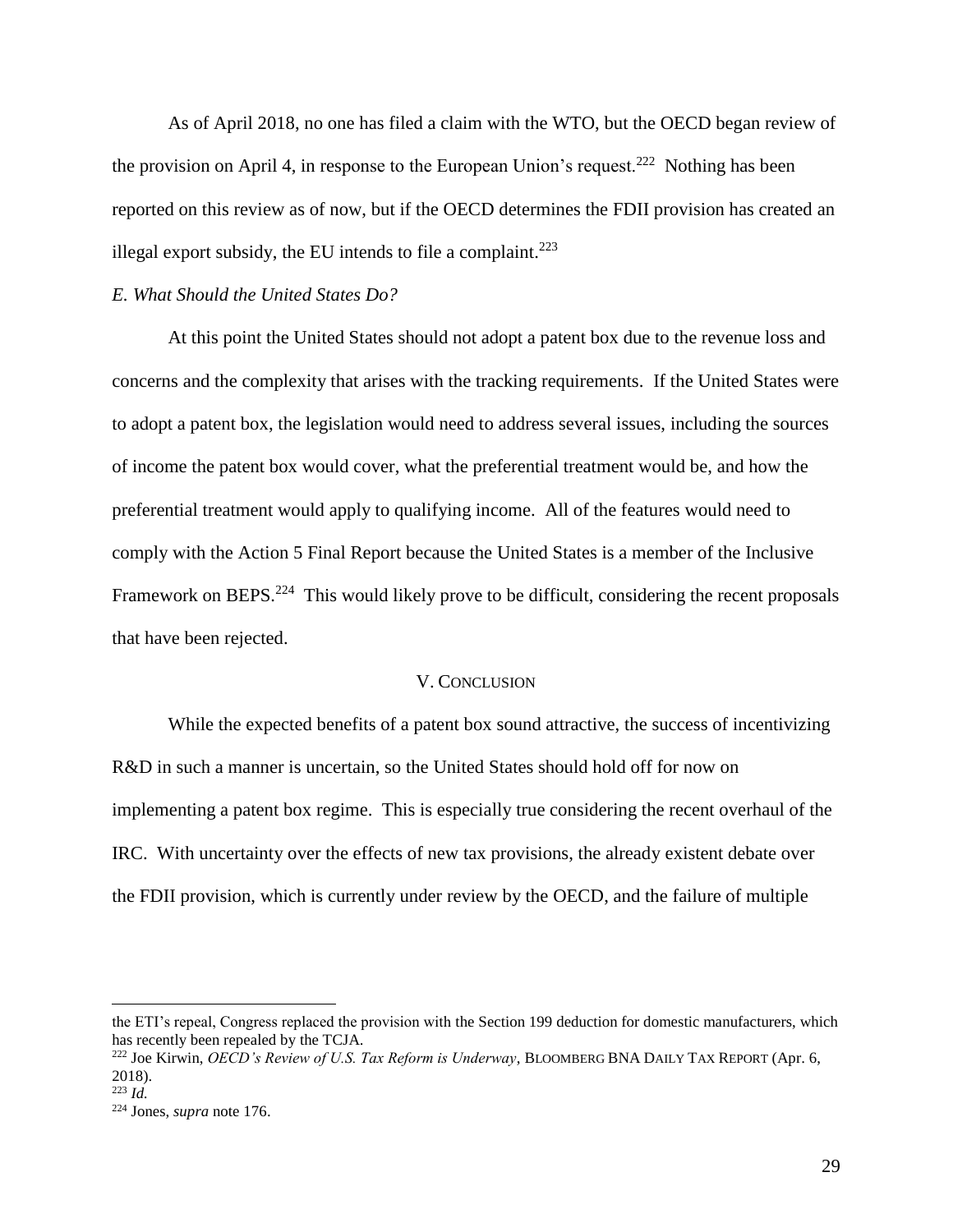As of April 2018, no one has filed a claim with the WTO, but the OECD began review of the provision on April 4, in response to the European Union's request.[222] Nothing has been reported on this review as of now, but if the OECD determines the FDII provision has created an illegal export subsidy, the EU intends to file a complaint.[223]

*E. What Should the United States Do?*

At this point the United States should not adopt a patent box due to the revenue loss and concerns and the complexity that arises with the tracking requirements. If the United States were to adopt a patent box, the legislation would need to address several issues, including the sources of income the patent box would cover, what the preferential treatment would be, and how the preferential treatment would apply to qualifying income. All of the features would need to comply with the Action 5 Final Report because the United States is a member of the Inclusive Framework on BEPS.[224] This would likely prove to be difficult, considering the recent proposals that have been rejected.

## V. Conclusion

While the expected benefits of a patent box sound attractive, the success of incentivizing R&D in such a manner is uncertain, so the United States should hold off for now on implementing a patent box regime. This is especially true considering the recent overhaul of the IRC. With uncertainty over the effects of new tax provisions, the already existent debate over the FDII provision, which is currently under review by the OECD, and the failure of multiple

---

the ETI's repeal, Congress replaced the provision with the Section 199 deduction for domestic manufacturers, which has recently been repealed by the TCJA.

[222] Joe Kirwin, *OECD's Review of U.S. Tax Reform is Underway*, Bloomberg BNA Daily Tax Report (Apr. 6, 2018).

[223] *Id.*

[224] Jones, *supra* note 176.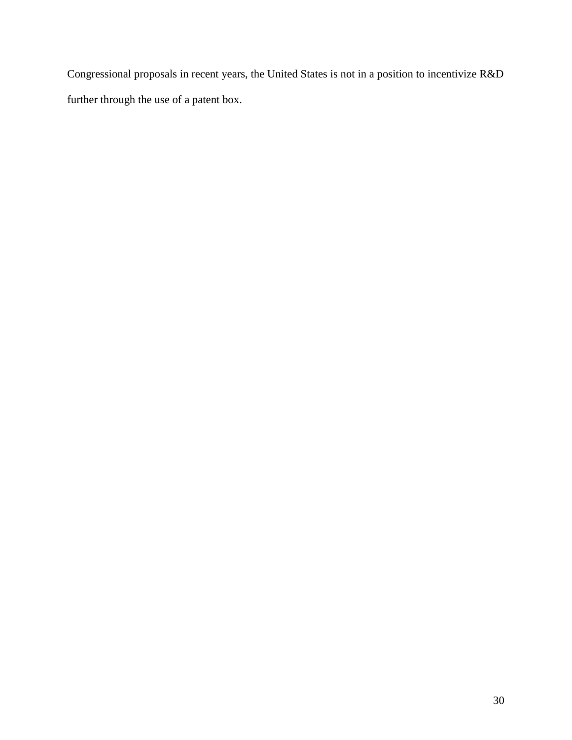Congressional proposals in recent years, the United States is not in a position to incentivize R&D further through the use of a patent box.